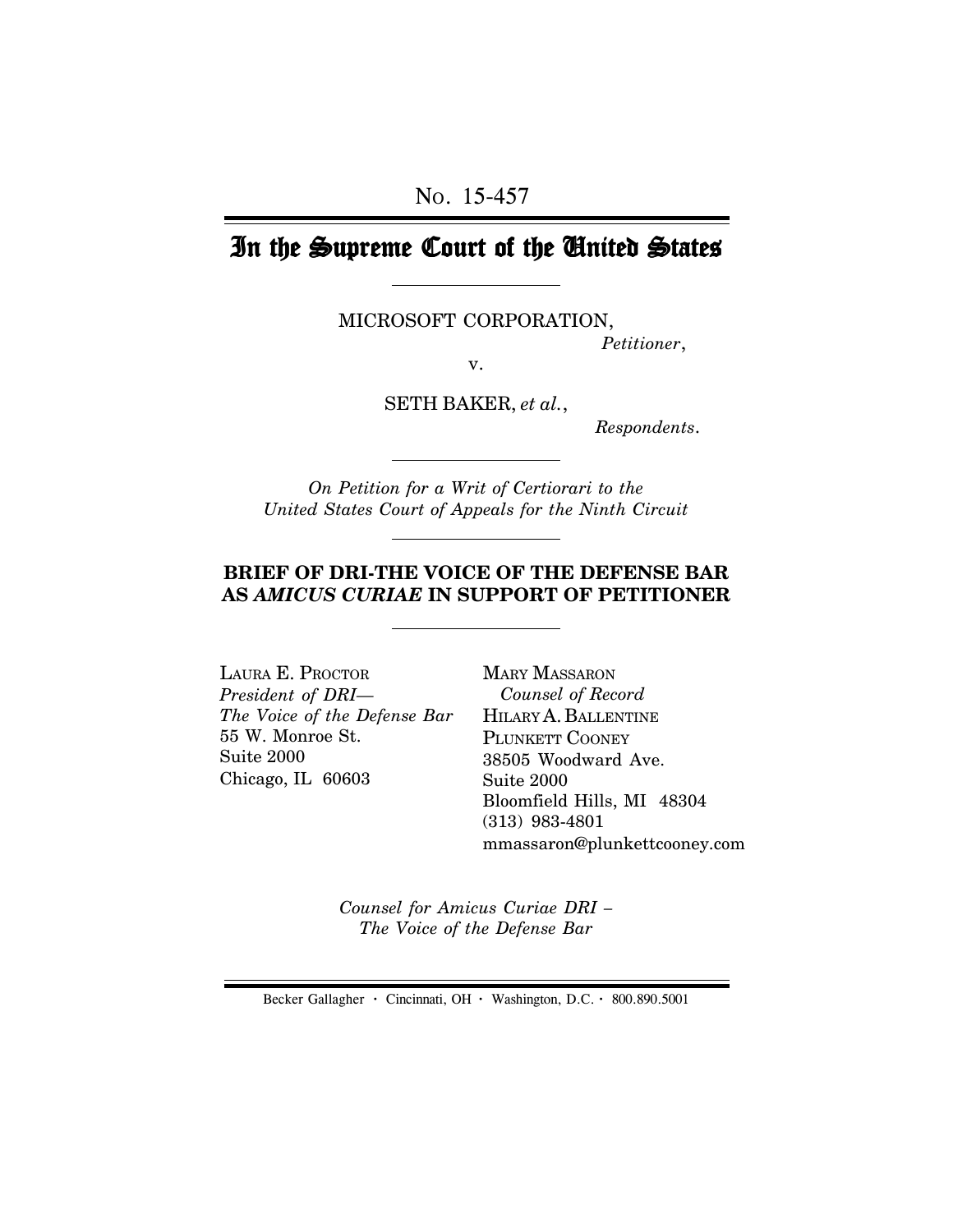No. 15-457

# In the Supreme Court of the United States

MICROSOFT CORPORATION,

*Petitioner*,

v.

SETH BAKER, *et al.*,

*Respondents*.

*On Petition for a Writ of Certiorari to the United States Court of Appeals for the Ninth Circuit*

**BRIEF OF DRI-THE VOICE OF THE DEFENSE BAR AS *AMICUS CURIAE* IN SUPPORT OF PETITIONER**

LAURA E. PROCTOR
*President of DRI—*
*The Voice of the Defense Bar*
55 W. Monroe St.
Suite 2000
Chicago, IL 60603

MARY MASSARON
*Counsel of Record*
HILARY A. BALLENTINE
PLUNKETT COONEY
38505 Woodward Ave.
Suite 2000
Bloomfield Hills, MI 48304
(313) 983-4801
mmassaron@plunkettcooney.com

*Counsel for Amicus Curiae DRI – The Voice of the Defense Bar*

Becker Gallagher · Cincinnati, OH · Washington, D.C. · 800.890.5001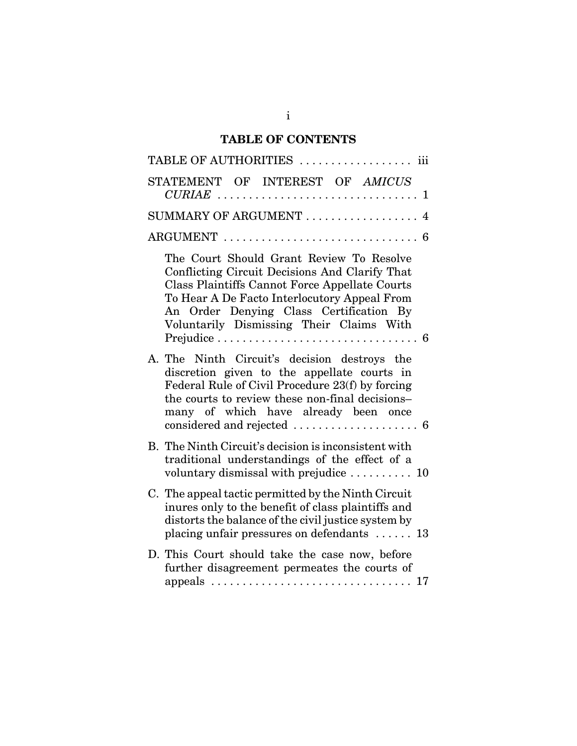## TABLE OF CONTENTS

TABLE OF AUTHORITIES . . . . . . . . . . . . . . . . . . iii

STATEMENT OF INTEREST OF *AMICUS CURIAE* . . . . . . . . . . . . . . . . . . . . . . . . . . . . . . . 1

SUMMARY OF ARGUMENT . . . . . . . . . . . . . . . . . . 4

ARGUMENT . . . . . . . . . . . . . . . . . . . . . . . . . . . . . . 6

The Court Should Grant Review To Resolve Conflicting Circuit Decisions And Clarify That Class Plaintiffs Cannot Force Appellate Courts To Hear A De Facto Interlocutory Appeal From An Order Denying Class Certification By Voluntarily Dismissing Their Claims With Prejudice . . . . . . . . . . . . . . . . . . . . . . . . . . . . . . . 6

A. The Ninth Circuit's decision destroys the discretion given to the appellate courts in Federal Rule of Civil Procedure 23(f) by forcing the courts to review these non-final decisions– many of which have already been once considered and rejected . . . . . . . . . . . . . . . . . . . . 6

B. The Ninth Circuit's decision is inconsistent with traditional understandings of the effect of a voluntary dismissal with prejudice . . . . . . . . . . 10

C. The appeal tactic permitted by the Ninth Circuit inures only to the benefit of class plaintiffs and distorts the balance of the civil justice system by placing unfair pressures on defendants . . . . . . 13

D. This Court should take the case now, before further disagreement permeates the courts of appeals . . . . . . . . . . . . . . . . . . . . . . . . . . . . . . . . 17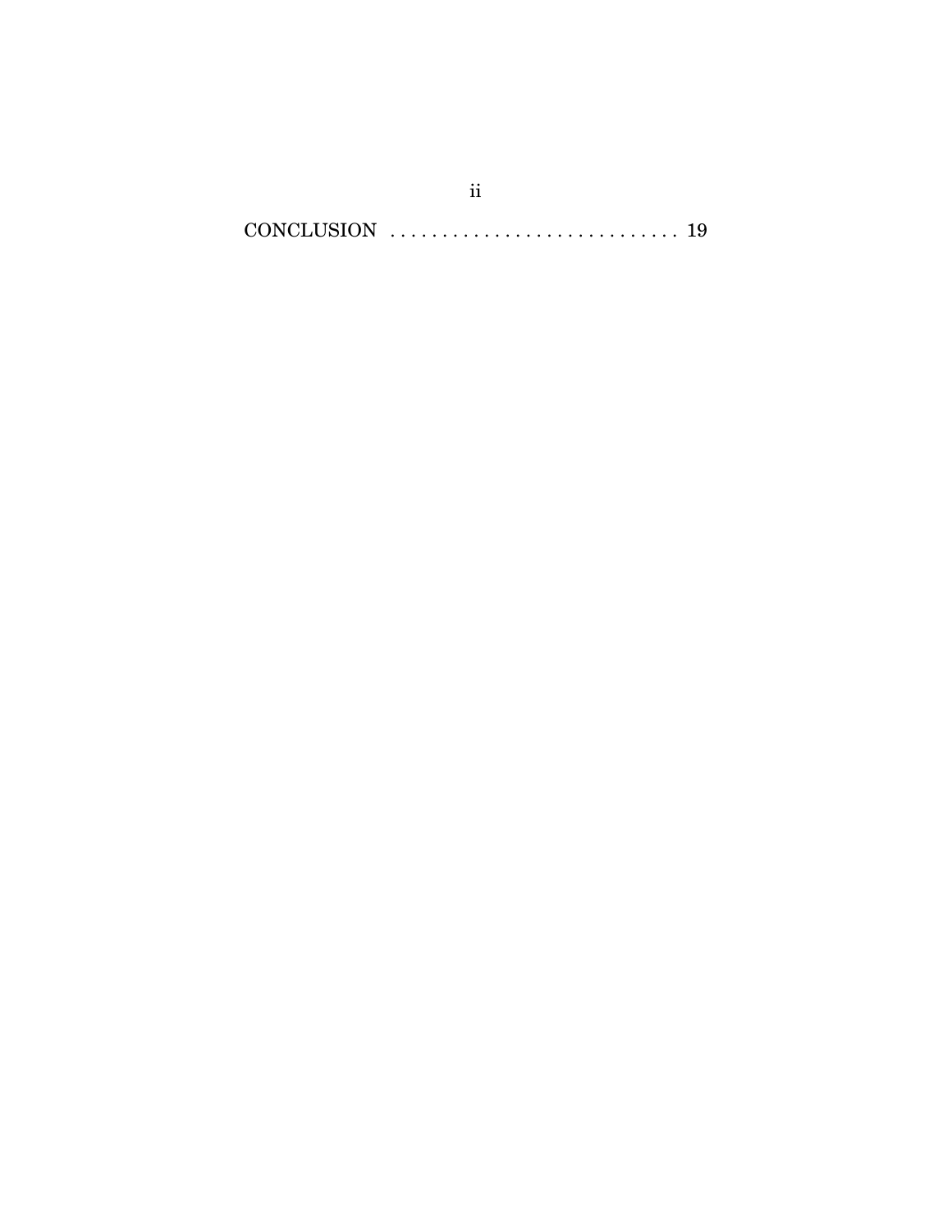CONCLUSION . . . . . . . . . . . . . . . . . . . . . . . . . . . . 19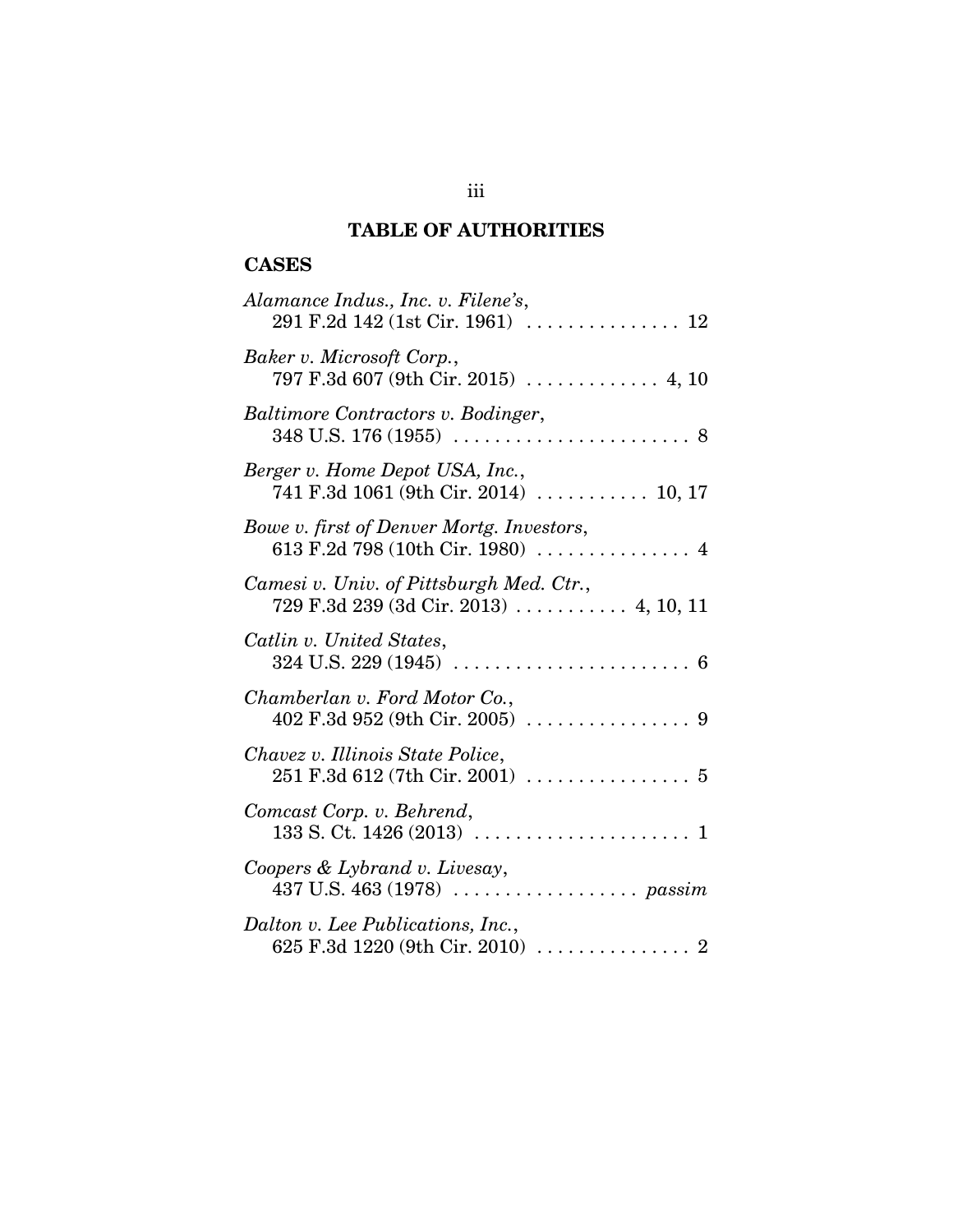# TABLE OF AUTHORITIES

## CASES

*Alamance Indus., Inc. v. Filene's*, 291 F.2d 142 (1st Cir. 1961) . . . . . . . . . . . . . . . 12

*Baker v. Microsoft Corp.*, 797 F.3d 607 (9th Cir. 2015) . . . . . . . . . . . . . 4, 10

*Baltimore Contractors v. Bodinger*, 348 U.S. 176 (1955) . . . . . . . . . . . . . . . . . . . . . . . 8

*Berger v. Home Depot USA, Inc.*, 741 F.3d 1061 (9th Cir. 2014) . . . . . . . . . . . 10, 17

*Bowe v. first of Denver Mortg. Investors*, 613 F.2d 798 (10th Cir. 1980) . . . . . . . . . . . . . . . 4

*Camesi v. Univ. of Pittsburgh Med. Ctr.*, 729 F.3d 239 (3d Cir. 2013) . . . . . . . . . . . 4, 10, 11

*Catlin v. United States*, 324 U.S. 229 (1945) . . . . . . . . . . . . . . . . . . . . . . . 6

*Chamberlan v. Ford Motor Co.*, 402 F.3d 952 (9th Cir. 2005) . . . . . . . . . . . . . . . . 9

*Chavez v. Illinois State Police*, 251 F.3d 612 (7th Cir. 2001) . . . . . . . . . . . . . . . . 5

*Comcast Corp. v. Behrend*, 133 S. Ct. 1426 (2013) . . . . . . . . . . . . . . . . . . . . . 1

*Coopers & Lybrand v. Livesay*, 437 U.S. 463 (1978) . . . . . . . . . . . . . . . . . . *passim*

*Dalton v. Lee Publications, Inc.*, 625 F.3d 1220 (9th Cir. 2010) . . . . . . . . . . . . . . . 2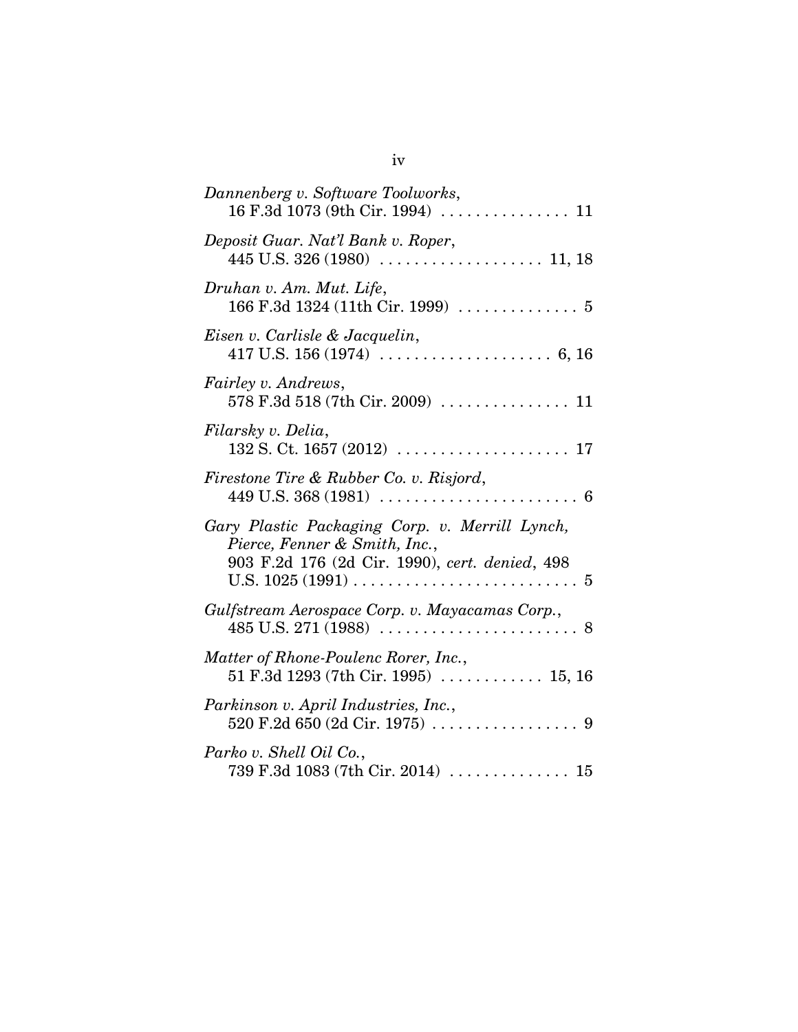*Dannenberg v. Software Toolworks*,
16 F.3d 1073 (9th Cir. 1994) . . . . . . . . . . . . . . . 11

*Deposit Guar. Nat'l Bank v. Roper*,
445 U.S. 326 (1980) . . . . . . . . . . . . . . . . . . . 11, 18

*Druhan v. Am. Mut. Life*,
166 F.3d 1324 (11th Cir. 1999) . . . . . . . . . . . . . . 5

*Eisen v. Carlisle & Jacquelin*,
417 U.S. 156 (1974) . . . . . . . . . . . . . . . . . . . . 6, 16

*Fairley v. Andrews*,
578 F.3d 518 (7th Cir. 2009) . . . . . . . . . . . . . . . 11

*Filarsky v. Delia*,
132 S. Ct. 1657 (2012) . . . . . . . . . . . . . . . . . . . . 17

*Firestone Tire & Rubber Co. v. Risjord*,
449 U.S. 368 (1981) . . . . . . . . . . . . . . . . . . . . . . . 6

*Gary Plastic Packaging Corp. v. Merrill Lynch, Pierce, Fenner & Smith, Inc.*,
903 F.2d 176 (2d Cir. 1990), *cert. denied*, 498 U.S. 1025 (1991) . . . . . . . . . . . . . . . . . . . . . . . . . . 5

*Gulfstream Aerospace Corp. v. Mayacamas Corp.*,
485 U.S. 271 (1988) . . . . . . . . . . . . . . . . . . . . . . . 8

*Matter of Rhone-Poulenc Rorer, Inc.*,
51 F.3d 1293 (7th Cir. 1995) . . . . . . . . . . . . 15, 16

*Parkinson v. April Industries, Inc.*,
520 F.2d 650 (2d Cir. 1975) . . . . . . . . . . . . . . . . . 9

*Parko v. Shell Oil Co.*,
739 F.3d 1083 (7th Cir. 2014) . . . . . . . . . . . . . . 15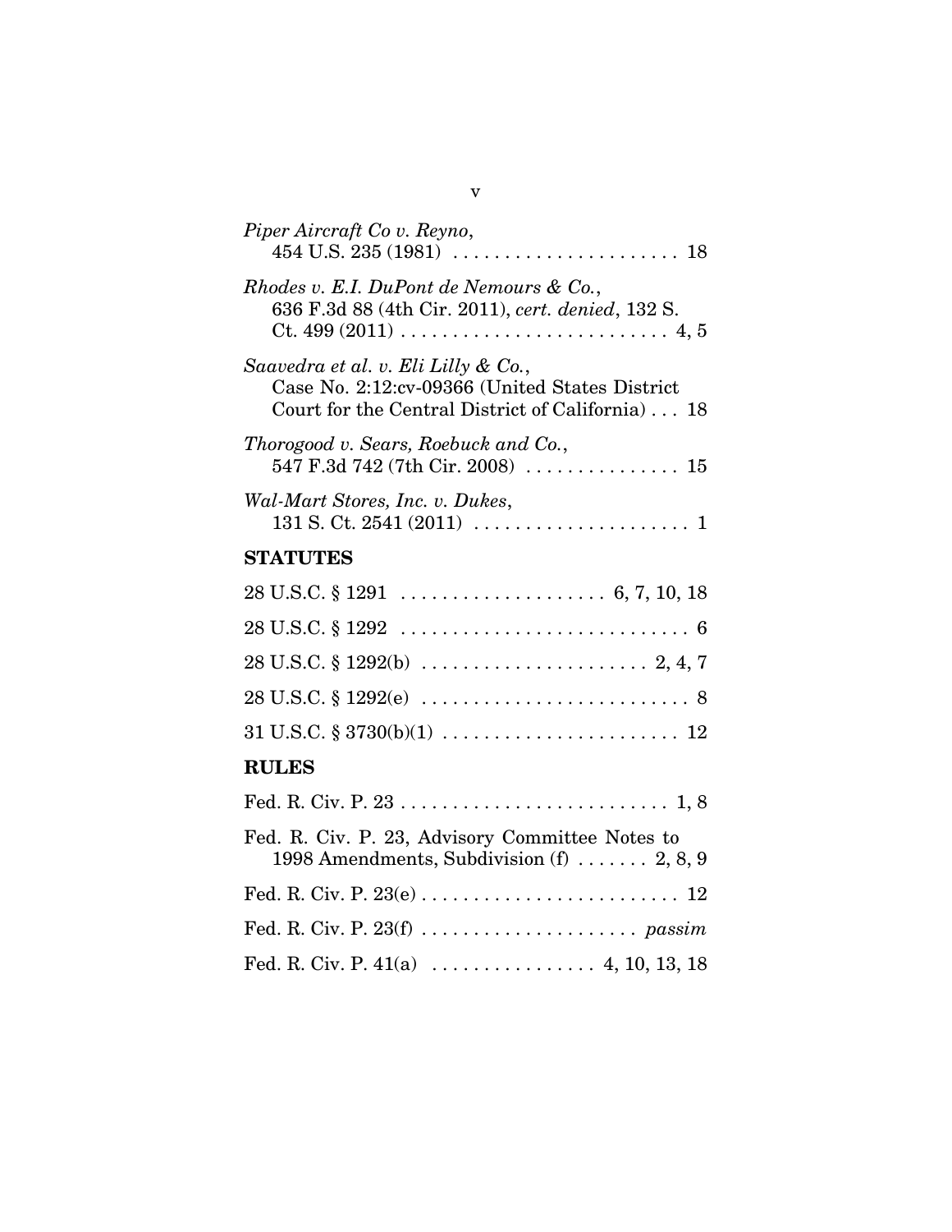*Piper Aircraft Co v. Reyno*,
454 U.S. 235 (1981) . . . . . . . . . . . . . . . . . . . . . . 18

*Rhodes v. E.I. DuPont de Nemours & Co.*,
636 F.3d 88 (4th Cir. 2011), *cert. denied*, 132 S. Ct. 499 (2011) . . . . . . . . . . . . . . . . . . . . . . . . . . 4, 5

*Saavedra et al. v. Eli Lilly & Co.*,
Case No. 2:12:cv-09366 (United States District Court for the Central District of California) . . . 18

*Thorogood v. Sears, Roebuck and Co.*,
547 F.3d 742 (7th Cir. 2008) . . . . . . . . . . . . . . . 15

*Wal-Mart Stores, Inc. v. Dukes*,
131 S. Ct. 2541 (2011) . . . . . . . . . . . . . . . . . . . . . 1

## STATUTES

28 U.S.C. § 1291 . . . . . . . . . . . . . . . . . . . . 6, 7, 10, 18

28 U.S.C. § 1292 . . . . . . . . . . . . . . . . . . . . . . . . . . . 6

28 U.S.C. § 1292(b) . . . . . . . . . . . . . . . . . . . . . . 2, 4, 7

28 U.S.C. § 1292(e) . . . . . . . . . . . . . . . . . . . . . . . . . 8

31 U.S.C. § 3730(b)(1) . . . . . . . . . . . . . . . . . . . . . . . 12

## RULES

Fed. R. Civ. P. 23 . . . . . . . . . . . . . . . . . . . . . . . . . . 1, 8

Fed. R. Civ. P. 23, Advisory Committee Notes to 1998 Amendments, Subdivision (f) . . . . . . . 2, 8, 9

Fed. R. Civ. P. 23(e) . . . . . . . . . . . . . . . . . . . . . . . . . 12

Fed. R. Civ. P. 23(f) . . . . . . . . . . . . . . . . . . . . . *passim*

Fed. R. Civ. P. 41(a) . . . . . . . . . . . . . . . . 4, 10, 13, 18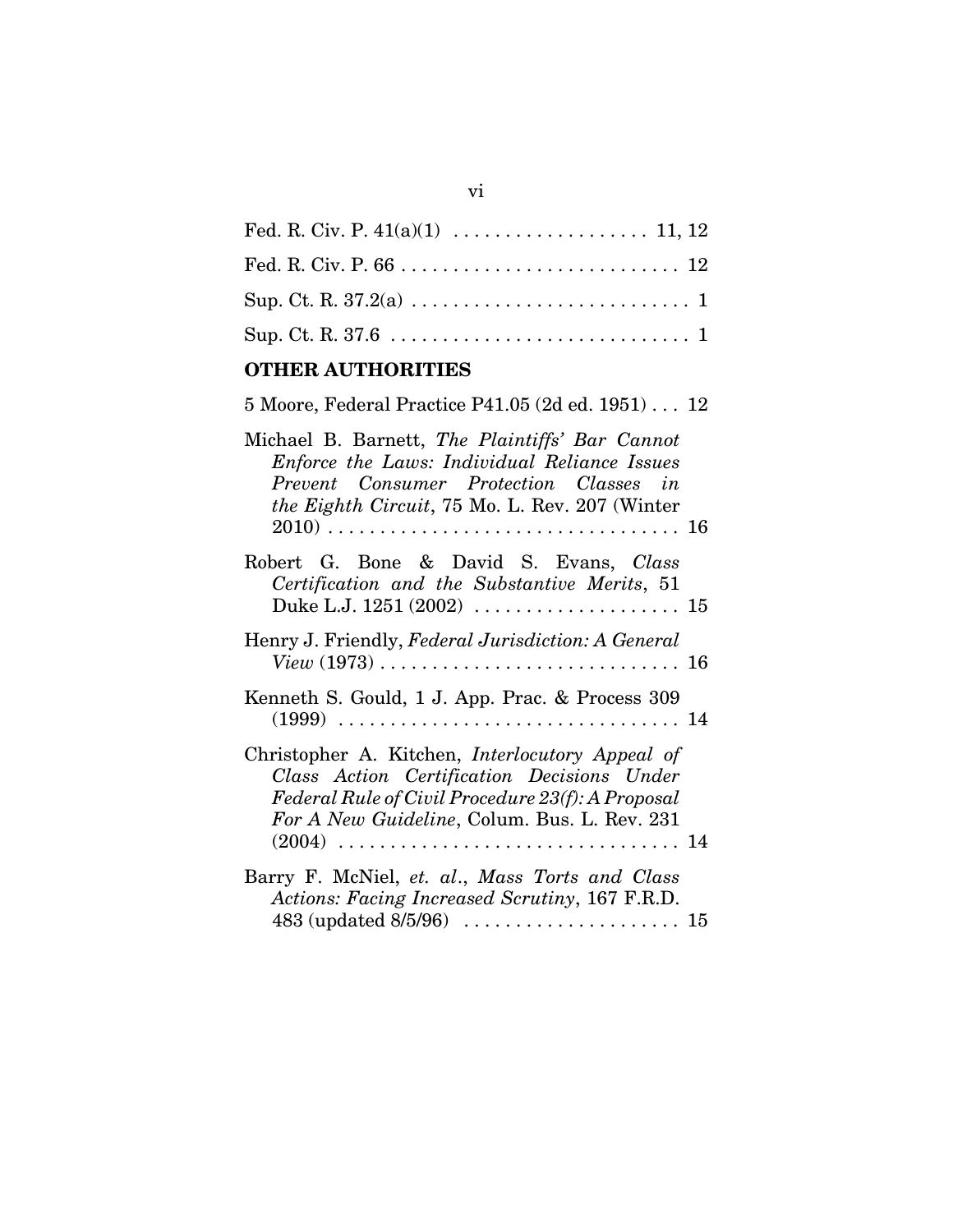Fed. R. Civ. P. 41(a)(1) . . . . . . . . . . . . . . . . . . 11, 12

Fed. R. Civ. P. 66 . . . . . . . . . . . . . . . . . . . . . . . . . . 12

Sup. Ct. R. 37.2(a) . . . . . . . . . . . . . . . . . . . . . . . . . 1

Sup. Ct. R. 37.6 . . . . . . . . . . . . . . . . . . . . . . . . . . . 1

**OTHER AUTHORITIES**

5 Moore, Federal Practice P41.05 (2d ed. 1951) . . . 12

Michael B. Barnett, *The Plaintiffs' Bar Cannot Enforce the Laws: Individual Reliance Issues Prevent Consumer Protection Classes in the Eighth Circuit*, 75 Mo. L. Rev. 207 (Winter 2010) . . . . . . . . . . . . . . . . . . . . . . . . . . . . . . . . . 16

Robert G. Bone & David S. Evans, *Class Certification and the Substantive Merits*, 51 Duke L.J. 1251 (2002) . . . . . . . . . . . . . . . . . . . 15

Henry J. Friendly, *Federal Jurisdiction: A General View* (1973) . . . . . . . . . . . . . . . . . . . . . . . . . . . . 16

Kenneth S. Gould, 1 J. App. Prac. & Process 309 (1999) . . . . . . . . . . . . . . . . . . . . . . . . . . . . . . . . 14

Christopher A. Kitchen, *Interlocutory Appeal of Class Action Certification Decisions Under Federal Rule of Civil Procedure 23(f): A Proposal For A New Guideline*, Colum. Bus. L. Rev. 231 (2004) . . . . . . . . . . . . . . . . . . . . . . . . . . . . . . . . 14

Barry F. McNiel, *et. al.*, *Mass Torts and Class Actions: Facing Increased Scrutiny*, 167 F.R.D. 483 (updated 8/5/96) . . . . . . . . . . . . . . . . . . . . 15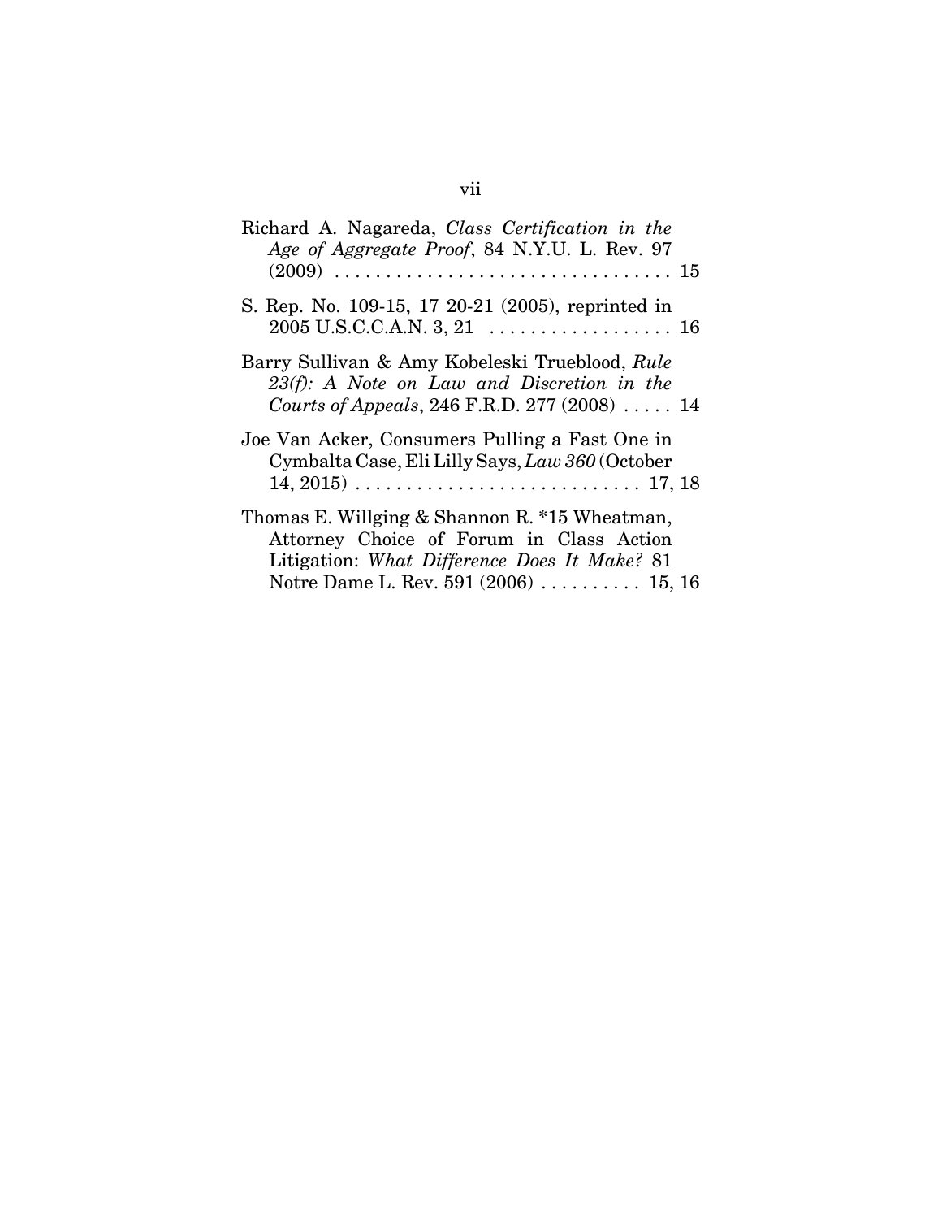Richard A. Nagareda, *Class Certification in the Age of Aggregate Proof*, 84 N.Y.U. L. Rev. 97 (2009) . . . . . . . . . . . . . . . . . . . . . . . . . . . . . . . . . 15

S. Rep. No. 109-15, 17 20-21 (2005), reprinted in 2005 U.S.C.C.A.N. 3, 21 . . . . . . . . . . . . . . . . . . 16

Barry Sullivan & Amy Kobeleski Trueblood, *Rule 23(f): A Note on Law and Discretion in the Courts of Appeals*, 246 F.R.D. 277 (2008) . . . . . 14

Joe Van Acker, Consumers Pulling a Fast One in Cymbalta Case, Eli Lilly Says, *Law 360* (October 14, 2015) . . . . . . . . . . . . . . . . . . . . . . . . . . . . 17, 18

Thomas E. Willging & Shannon R. *15 Wheatman, Attorney Choice of Forum in Class Action Litigation: *What Difference Does It Make?* 81 Notre Dame L. Rev. 591 (2006) . . . . . . . . . . 15, 16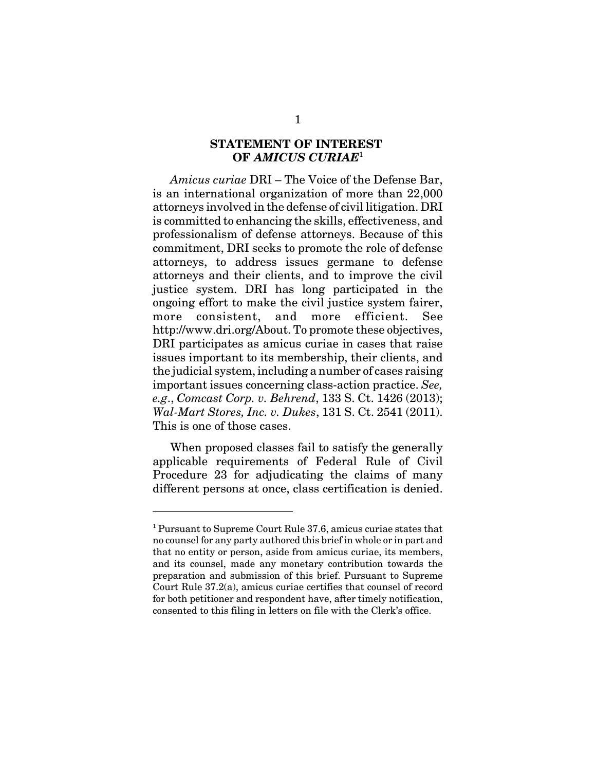## STATEMENT OF INTEREST OF *AMICUS CURIAE*[1]

*Amicus curiae* DRI – The Voice of the Defense Bar, is an international organization of more than 22,000 attorneys involved in the defense of civil litigation. DRI is committed to enhancing the skills, effectiveness, and professionalism of defense attorneys. Because of this commitment, DRI seeks to promote the role of defense attorneys, to address issues germane to defense attorneys and their clients, and to improve the civil justice system. DRI has long participated in the ongoing effort to make the civil justice system fairer, more consistent, and more efficient. See http://www.dri.org/About. To promote these objectives, DRI participates as amicus curiae in cases that raise issues important to its membership, their clients, and the judicial system, including a number of cases raising important issues concerning class-action practice. *See, e.g.*, *Comcast Corp. v. Behrend*, 133 S. Ct. 1426 (2013); *Wal-Mart Stores, Inc. v. Dukes*, 131 S. Ct. 2541 (2011). This is one of those cases.

When proposed classes fail to satisfy the generally applicable requirements of Federal Rule of Civil Procedure 23 for adjudicating the claims of many different persons at once, class certification is denied.

---

[1] Pursuant to Supreme Court Rule 37.6, amicus curiae states that no counsel for any party authored this brief in whole or in part and that no entity or person, aside from amicus curiae, its members, and its counsel, made any monetary contribution towards the preparation and submission of this brief. Pursuant to Supreme Court Rule 37.2(a), amicus curiae certifies that counsel of record for both petitioner and respondent have, after timely notification, consented to this filing in letters on file with the Clerk's office.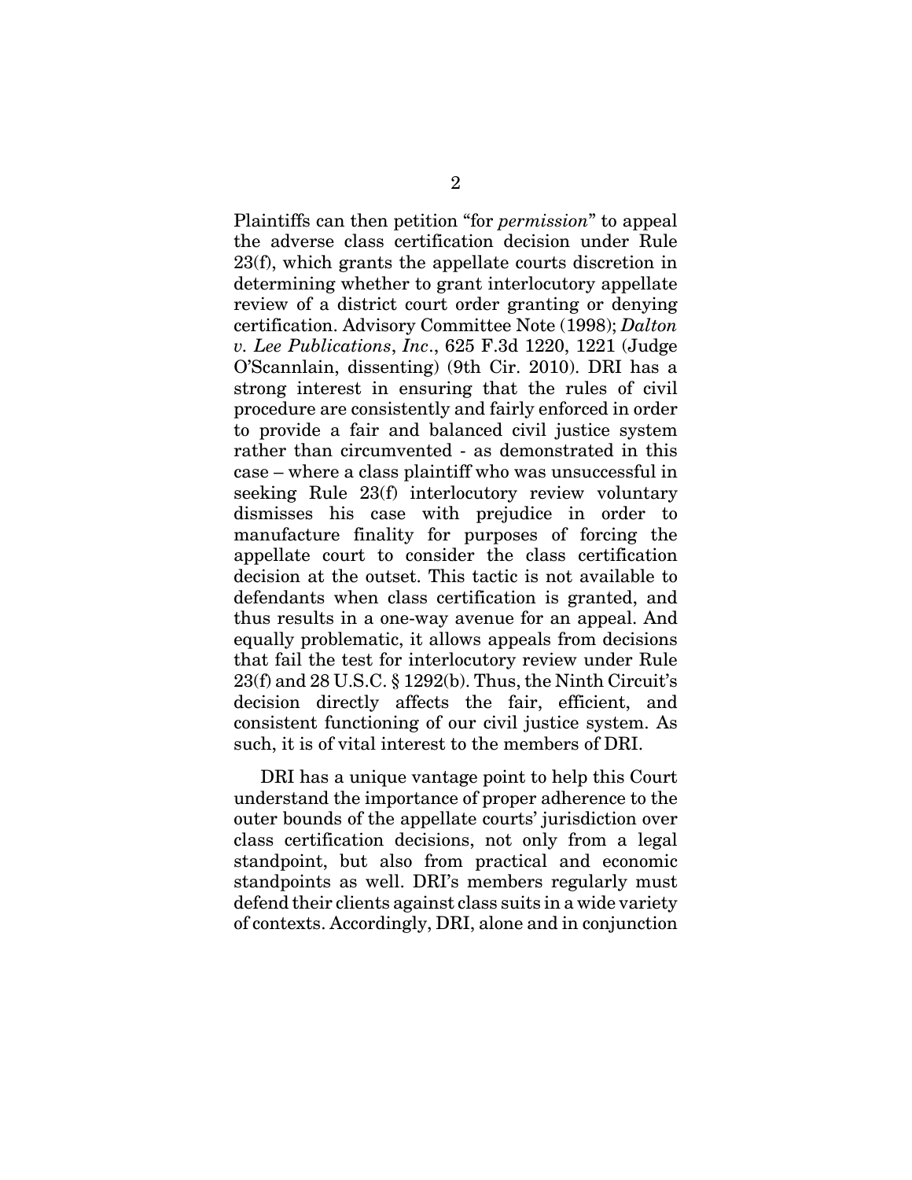Plaintiffs can then petition "for *permission*" to appeal the adverse class certification decision under Rule 23(f), which grants the appellate courts discretion in determining whether to grant interlocutory appellate review of a district court order granting or denying certification. Advisory Committee Note (1998); *Dalton v. Lee Publications*, *Inc*., 625 F.3d 1220, 1221 (Judge O'Scannlain, dissenting) (9th Cir. 2010). DRI has a strong interest in ensuring that the rules of civil procedure are consistently and fairly enforced in order to provide a fair and balanced civil justice system rather than circumvented - as demonstrated in this case – where a class plaintiff who was unsuccessful in seeking Rule 23(f) interlocutory review voluntary dismisses his case with prejudice in order to manufacture finality for purposes of forcing the appellate court to consider the class certification decision at the outset. This tactic is not available to defendants when class certification is granted, and thus results in a one-way avenue for an appeal. And equally problematic, it allows appeals from decisions that fail the test for interlocutory review under Rule 23(f) and 28 U.S.C. § 1292(b). Thus, the Ninth Circuit's decision directly affects the fair, efficient, and consistent functioning of our civil justice system. As such, it is of vital interest to the members of DRI.

DRI has a unique vantage point to help this Court understand the importance of proper adherence to the outer bounds of the appellate courts' jurisdiction over class certification decisions, not only from a legal standpoint, but also from practical and economic standpoints as well. DRI's members regularly must defend their clients against class suits in a wide variety of contexts. Accordingly, DRI, alone and in conjunction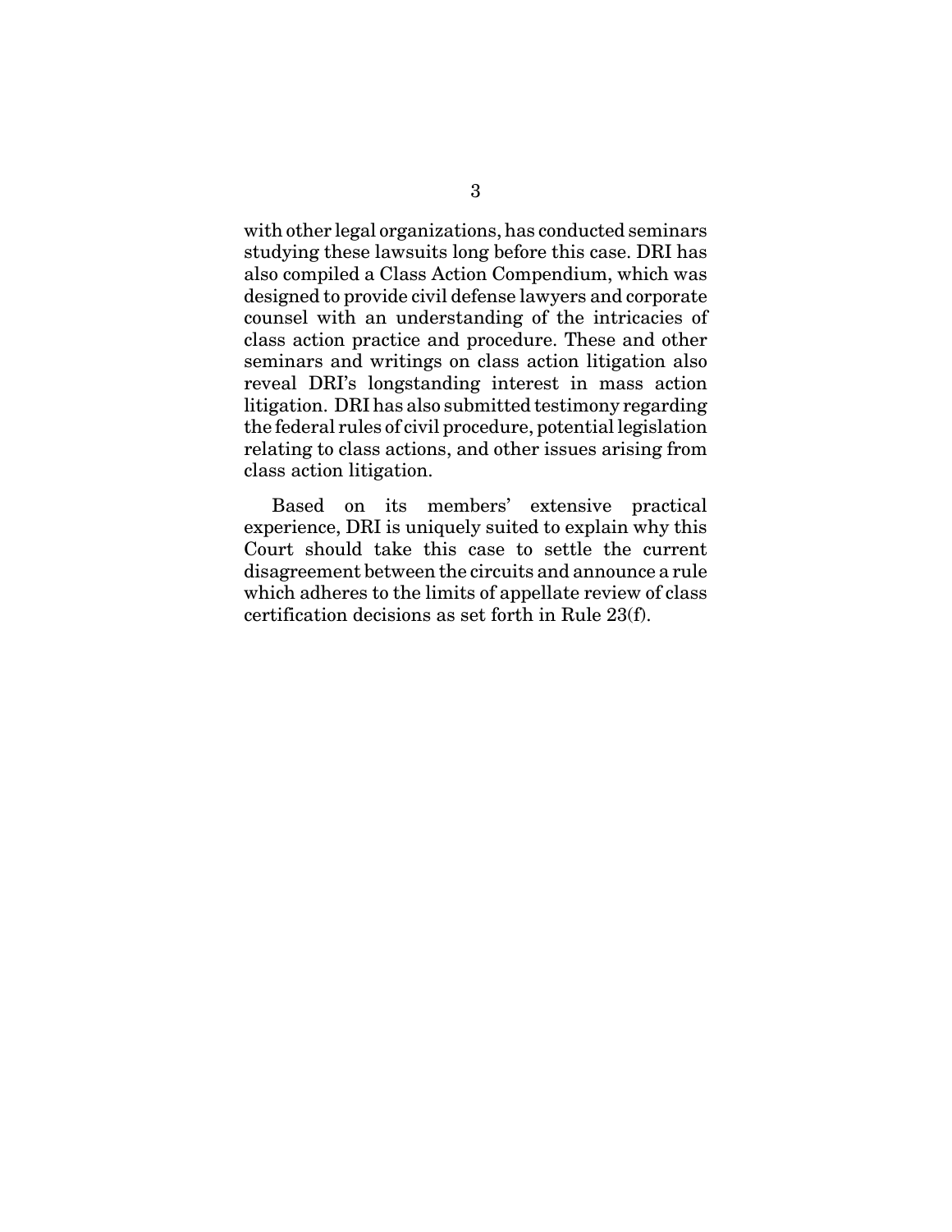with other legal organizations, has conducted seminars studying these lawsuits long before this case. DRI has also compiled a Class Action Compendium, which was designed to provide civil defense lawyers and corporate counsel with an understanding of the intricacies of class action practice and procedure. These and other seminars and writings on class action litigation also reveal DRI's longstanding interest in mass action litigation. DRI has also submitted testimony regarding the federal rules of civil procedure, potential legislation relating to class actions, and other issues arising from class action litigation.

Based on its members' extensive practical experience, DRI is uniquely suited to explain why this Court should take this case to settle the current disagreement between the circuits and announce a rule which adheres to the limits of appellate review of class certification decisions as set forth in Rule 23(f).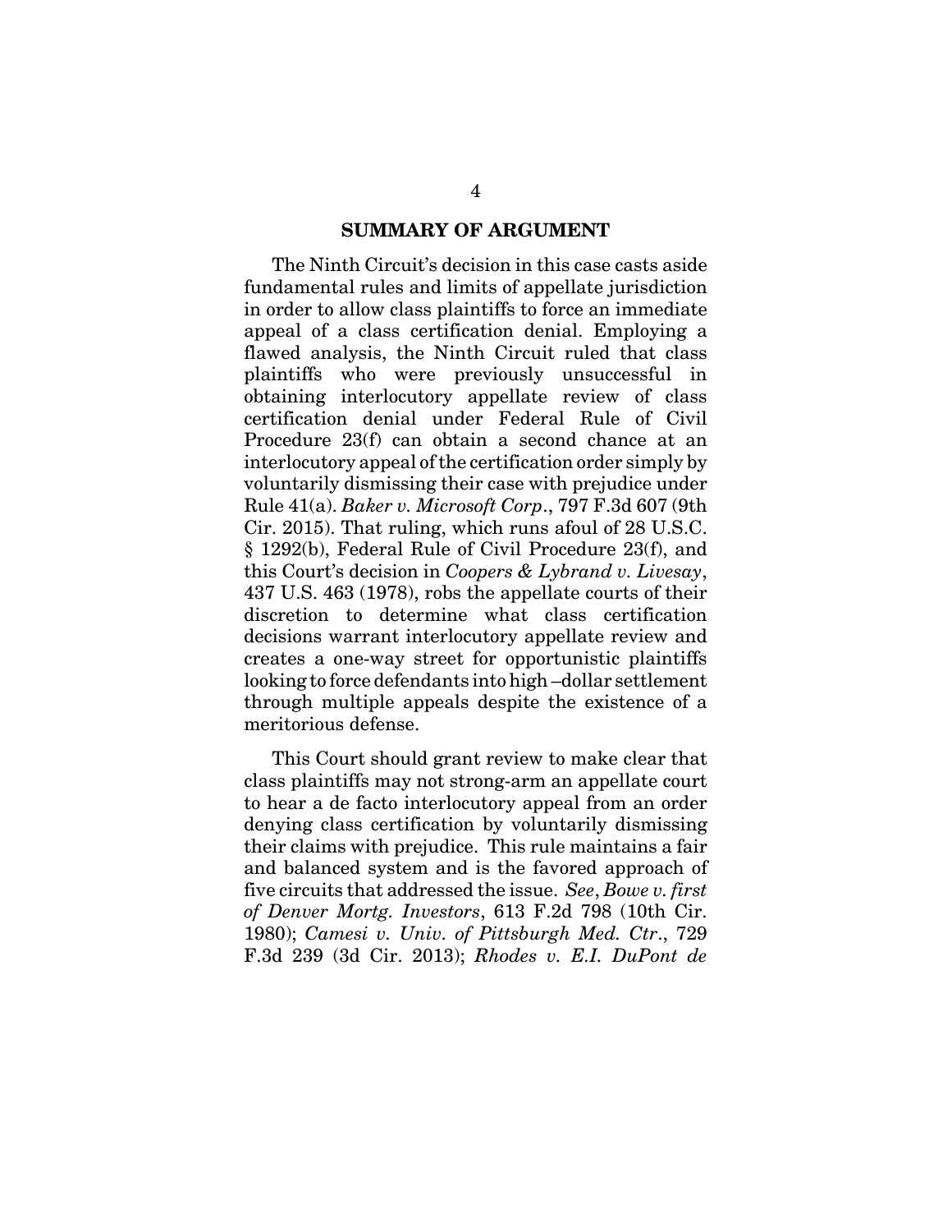## SUMMARY OF ARGUMENT

The Ninth Circuit's decision in this case casts aside fundamental rules and limits of appellate jurisdiction in order to allow class plaintiffs to force an immediate appeal of a class certification denial. Employing a flawed analysis, the Ninth Circuit ruled that class plaintiffs who were previously unsuccessful in obtaining interlocutory appellate review of class certification denial under Federal Rule of Civil Procedure 23(f) can obtain a second chance at an interlocutory appeal of the certification order simply by voluntarily dismissing their case with prejudice under Rule 41(a). *Baker v. Microsoft Corp*., 797 F.3d 607 (9th Cir. 2015). That ruling, which runs afoul of 28 U.S.C. § 1292(b), Federal Rule of Civil Procedure 23(f), and this Court's decision in *Coopers & Lybrand v. Livesay*, 437 U.S. 463 (1978), robs the appellate courts of their discretion to determine what class certification decisions warrant interlocutory appellate review and creates a one-way street for opportunistic plaintiffs looking to force defendants into high –dollar settlement through multiple appeals despite the existence of a meritorious defense.

This Court should grant review to make clear that class plaintiffs may not strong-arm an appellate court to hear a de facto interlocutory appeal from an order denying class certification by voluntarily dismissing their claims with prejudice. This rule maintains a fair and balanced system and is the favored approach of five circuits that addressed the issue. *See*, *Bowe v. first of Denver Mortg. Investors*, 613 F.2d 798 (10th Cir. 1980); *Camesi v. Univ. of Pittsburgh Med. Ctr*., 729 F.3d 239 (3d Cir. 2013); *Rhodes v. E.I. DuPont de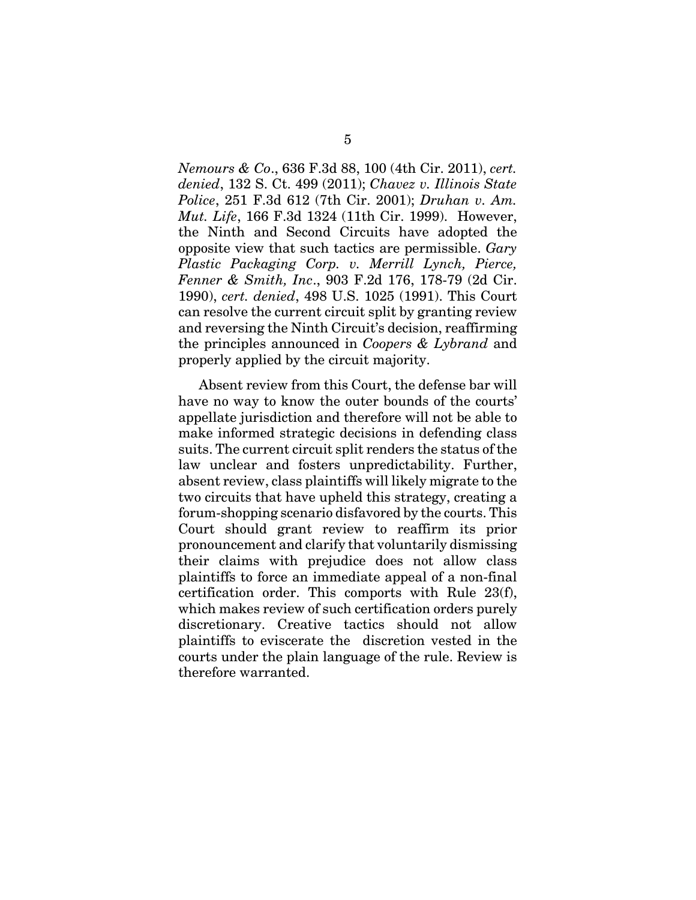*Nemours & Co*., 636 F.3d 88, 100 (4th Cir. 2011), *cert. denied*, 132 S. Ct. 499 (2011); *Chavez v. Illinois State Police*, 251 F.3d 612 (7th Cir. 2001); *Druhan v. Am. Mut. Life*, 166 F.3d 1324 (11th Cir. 1999). However, the Ninth and Second Circuits have adopted the opposite view that such tactics are permissible. *Gary Plastic Packaging Corp. v. Merrill Lynch, Pierce, Fenner & Smith, Inc*., 903 F.2d 176, 178-79 (2d Cir. 1990), *cert. denied*, 498 U.S. 1025 (1991). This Court can resolve the current circuit split by granting review and reversing the Ninth Circuit's decision, reaffirming the principles announced in *Coopers & Lybrand* and properly applied by the circuit majority.

Absent review from this Court, the defense bar will have no way to know the outer bounds of the courts' appellate jurisdiction and therefore will not be able to make informed strategic decisions in defending class suits. The current circuit split renders the status of the law unclear and fosters unpredictability. Further, absent review, class plaintiffs will likely migrate to the two circuits that have upheld this strategy, creating a forum-shopping scenario disfavored by the courts. This Court should grant review to reaffirm its prior pronouncement and clarify that voluntarily dismissing their claims with prejudice does not allow class plaintiffs to force an immediate appeal of a non-final certification order. This comports with Rule 23(f), which makes review of such certification orders purely discretionary. Creative tactics should not allow plaintiffs to eviscerate the discretion vested in the courts under the plain language of the rule. Review is therefore warranted.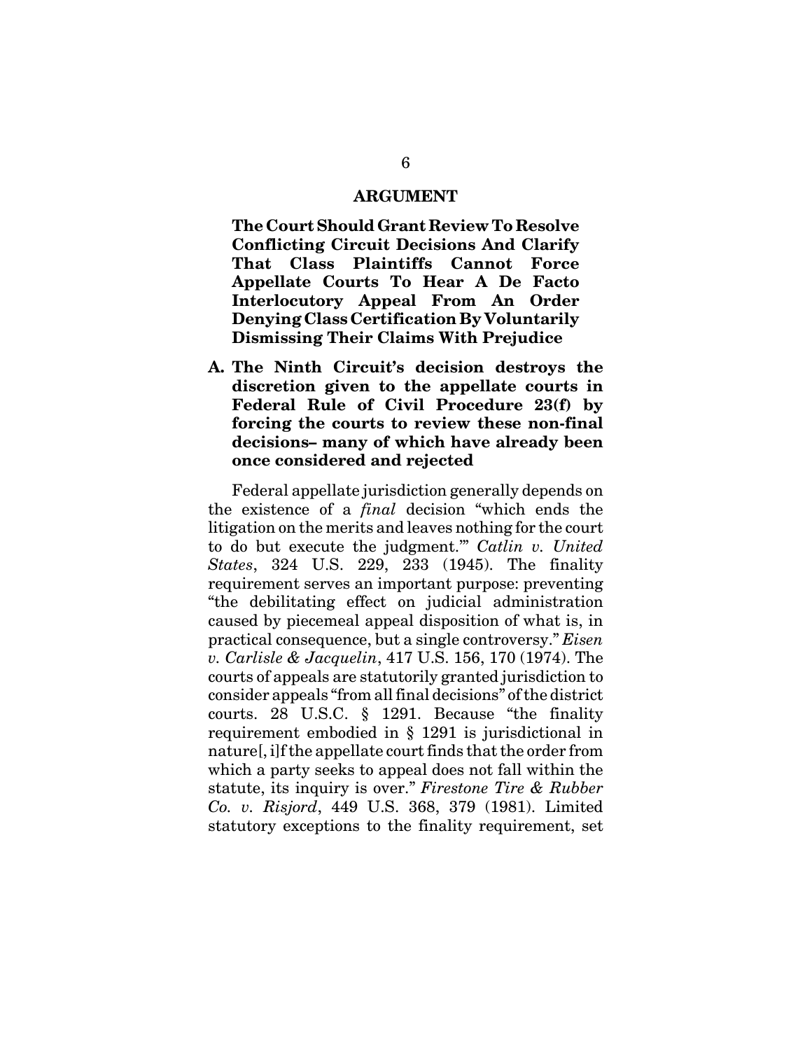## ARGUMENT

**The Court Should Grant Review To Resolve Conflicting Circuit Decisions And Clarify That Class Plaintiffs Cannot Force Appellate Courts To Hear A De Facto Interlocutory Appeal From An Order Denying Class Certification By Voluntarily Dismissing Their Claims With Prejudice**

### A. The Ninth Circuit's decision destroys the discretion given to the appellate courts in Federal Rule of Civil Procedure 23(f) by forcing the courts to review these non-final decisions– many of which have already been once considered and rejected

Federal appellate jurisdiction generally depends on the existence of a *final* decision "which ends the litigation on the merits and leaves nothing for the court to do but execute the judgment.'" *Catlin v. United States*, 324 U.S. 229, 233 (1945). The finality requirement serves an important purpose: preventing "the debilitating effect on judicial administration caused by piecemeal appeal disposition of what is, in practical consequence, but a single controversy." *Eisen v. Carlisle & Jacquelin*, 417 U.S. 156, 170 (1974). The courts of appeals are statutorily granted jurisdiction to consider appeals "from all final decisions" of the district courts. 28 U.S.C. § 1291. Because "the finality requirement embodied in § 1291 is jurisdictional in nature[, i]f the appellate court finds that the order from which a party seeks to appeal does not fall within the statute, its inquiry is over." *Firestone Tire & Rubber Co. v. Risjord*, 449 U.S. 368, 379 (1981). Limited statutory exceptions to the finality requirement, set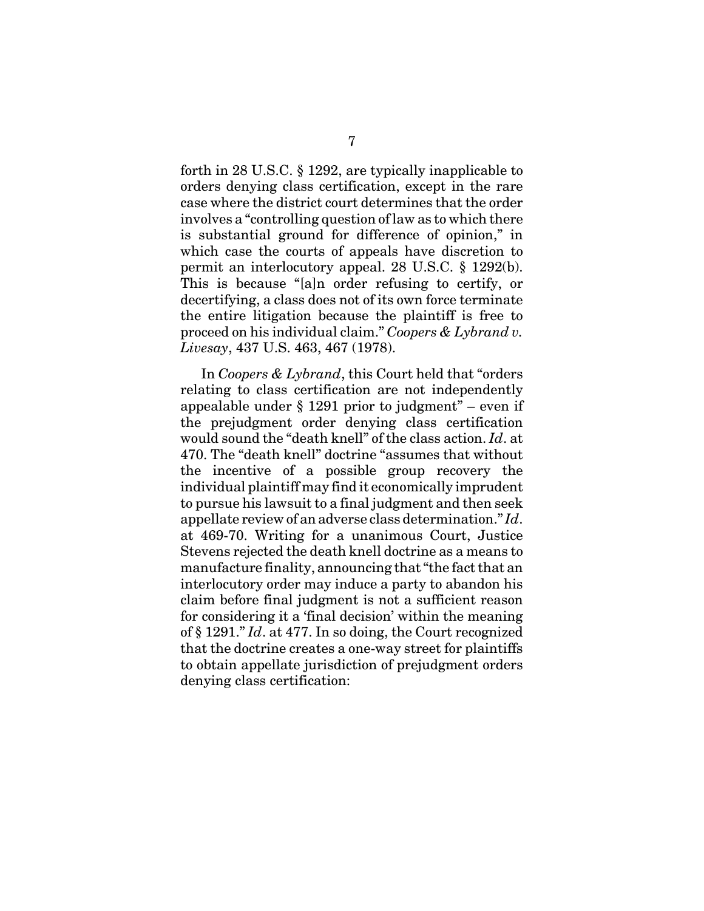forth in 28 U.S.C. § 1292, are typically inapplicable to orders denying class certification, except in the rare case where the district court determines that the order involves a "controlling question of law as to which there is substantial ground for difference of opinion," in which case the courts of appeals have discretion to permit an interlocutory appeal. 28 U.S.C. § 1292(b). This is because "[a]n order refusing to certify, or decertifying, a class does not of its own force terminate the entire litigation because the plaintiff is free to proceed on his individual claim." *Coopers & Lybrand v. Livesay*, 437 U.S. 463, 467 (1978).

In *Coopers & Lybrand*, this Court held that "orders relating to class certification are not independently appealable under § 1291 prior to judgment" – even if the prejudgment order denying class certification would sound the "death knell" of the class action. *Id*. at 470. The "death knell" doctrine "assumes that without the incentive of a possible group recovery the individual plaintiff may find it economically imprudent to pursue his lawsuit to a final judgment and then seek appellate review of an adverse class determination." *Id*. at 469-70. Writing for a unanimous Court, Justice Stevens rejected the death knell doctrine as a means to manufacture finality, announcing that "the fact that an interlocutory order may induce a party to abandon his claim before final judgment is not a sufficient reason for considering it a 'final decision' within the meaning of § 1291." *Id*. at 477. In so doing, the Court recognized that the doctrine creates a one-way street for plaintiffs to obtain appellate jurisdiction of prejudgment orders denying class certification: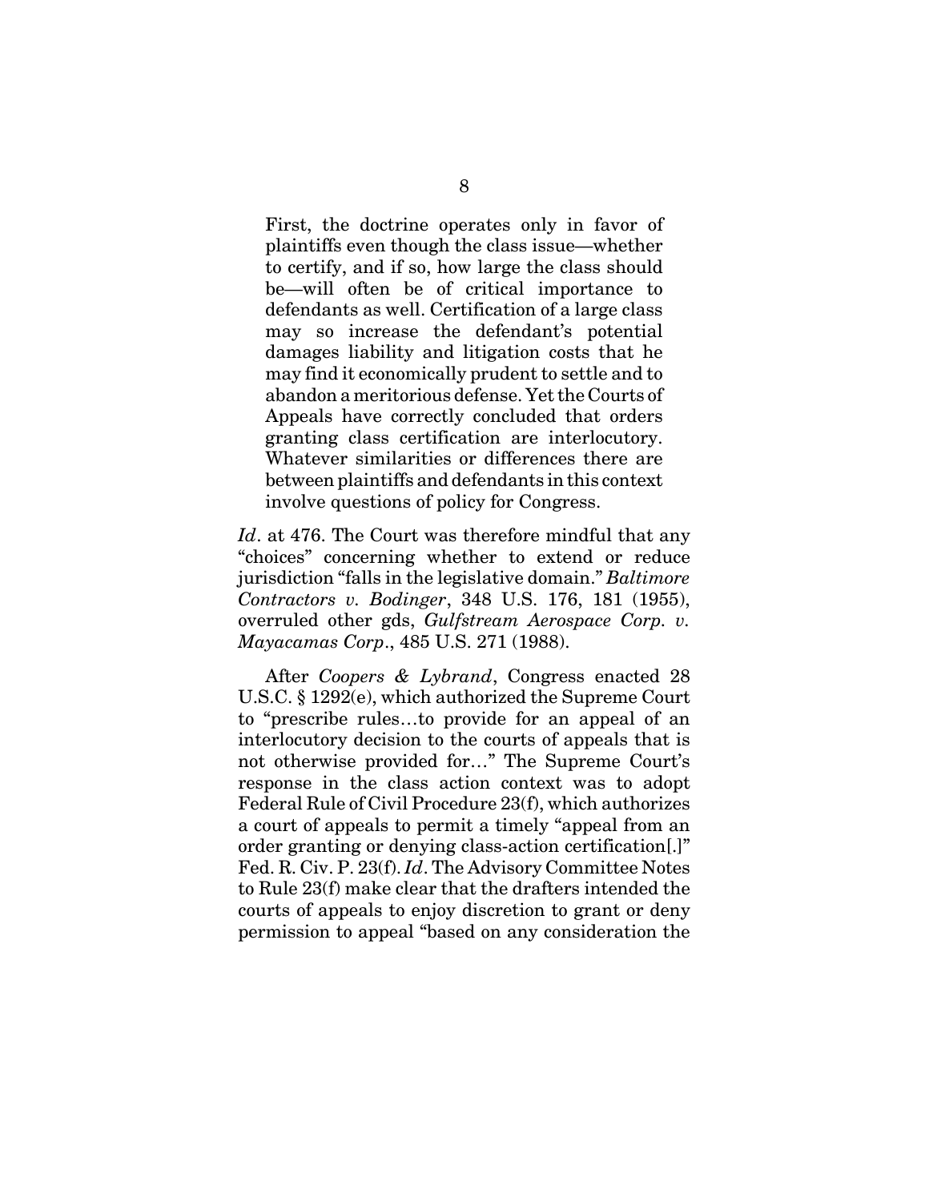> First, the doctrine operates only in favor of plaintiffs even though the class issue—whether to certify, and if so, how large the class should be—will often be of critical importance to defendants as well. Certification of a large class may so increase the defendant's potential damages liability and litigation costs that he may find it economically prudent to settle and to abandon a meritorious defense. Yet the Courts of Appeals have correctly concluded that orders granting class certification are interlocutory. Whatever similarities or differences there are between plaintiffs and defendants in this context involve questions of policy for Congress.

*Id*. at 476. The Court was therefore mindful that any "choices" concerning whether to extend or reduce jurisdiction "falls in the legislative domain." *Baltimore Contractors v. Bodinger*, 348 U.S. 176, 181 (1955), overruled other gds, *Gulfstream Aerospace Corp. v. Mayacamas Corp*., 485 U.S. 271 (1988).

After *Coopers & Lybrand*, Congress enacted 28 U.S.C. § 1292(e), which authorized the Supreme Court to "prescribe rules…to provide for an appeal of an interlocutory decision to the courts of appeals that is not otherwise provided for…" The Supreme Court's response in the class action context was to adopt Federal Rule of Civil Procedure 23(f), which authorizes a court of appeals to permit a timely "appeal from an order granting or denying class-action certification[.]" Fed. R. Civ. P. 23(f). *Id*. The Advisory Committee Notes to Rule 23(f) make clear that the drafters intended the courts of appeals to enjoy discretion to grant or deny permission to appeal "based on any consideration the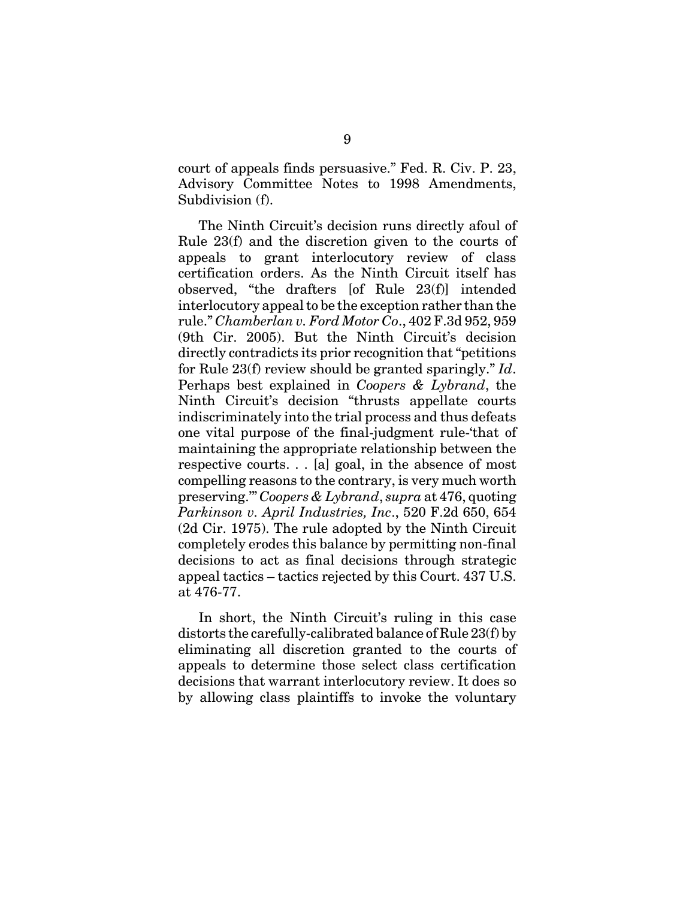court of appeals finds persuasive." Fed. R. Civ. P. 23, Advisory Committee Notes to 1998 Amendments, Subdivision (f).

The Ninth Circuit's decision runs directly afoul of Rule 23(f) and the discretion given to the courts of appeals to grant interlocutory review of class certification orders. As the Ninth Circuit itself has observed, "the drafters [of Rule 23(f)] intended interlocutory appeal to be the exception rather than the rule." *Chamberlan v. Ford Motor Co*., 402 F.3d 952, 959 (9th Cir. 2005). But the Ninth Circuit's decision directly contradicts its prior recognition that "petitions for Rule 23(f) review should be granted sparingly." *Id*. Perhaps best explained in *Coopers & Lybrand*, the Ninth Circuit's decision "thrusts appellate courts indiscriminately into the trial process and thus defeats one vital purpose of the final-judgment rule-'that of maintaining the appropriate relationship between the respective courts. . . [a] goal, in the absence of most compelling reasons to the contrary, is very much worth preserving.'" *Coopers & Lybrand*, *supra* at 476, quoting *Parkinson v. April Industries, Inc*., 520 F.2d 650, 654 (2d Cir. 1975). The rule adopted by the Ninth Circuit completely erodes this balance by permitting non-final decisions to act as final decisions through strategic appeal tactics – tactics rejected by this Court. 437 U.S. at 476-77.

In short, the Ninth Circuit's ruling in this case distorts the carefully-calibrated balance of Rule 23(f) by eliminating all discretion granted to the courts of appeals to determine those select class certification decisions that warrant interlocutory review. It does so by allowing class plaintiffs to invoke the voluntary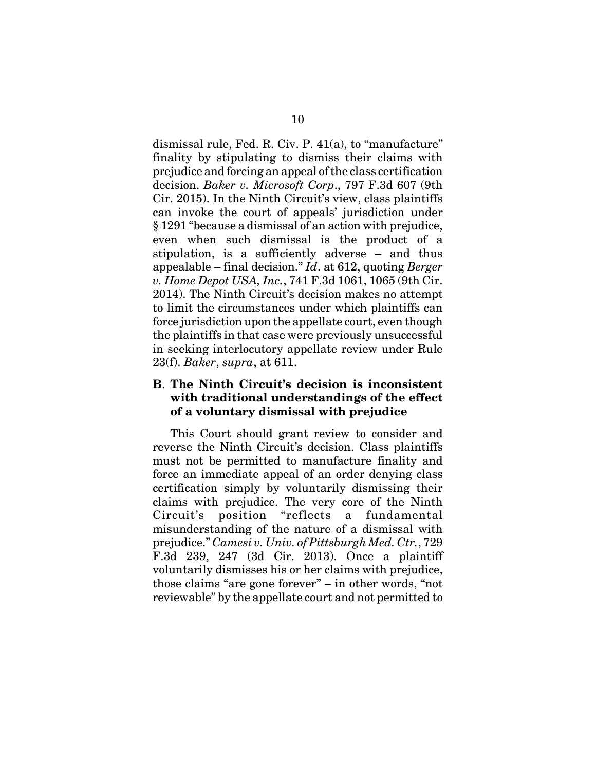dismissal rule, Fed. R. Civ. P. 41(a), to "manufacture" finality by stipulating to dismiss their claims with prejudice and forcing an appeal of the class certification decision. *Baker v. Microsoft Corp*., 797 F.3d 607 (9th Cir. 2015). In the Ninth Circuit's view, class plaintiffs can invoke the court of appeals' jurisdiction under § 1291 "because a dismissal of an action with prejudice, even when such dismissal is the product of a stipulation, is a sufficiently adverse – and thus appealable – final decision." *Id*. at 612, quoting *Berger v. Home Depot USA, Inc.*, 741 F.3d 1061, 1065 (9th Cir. 2014). The Ninth Circuit's decision makes no attempt to limit the circumstances under which plaintiffs can force jurisdiction upon the appellate court, even though the plaintiffs in that case were previously unsuccessful in seeking interlocutory appellate review under Rule 23(f). *Baker*, *supra*, at 611.

### B. The Ninth Circuit's decision is inconsistent with traditional understandings of the effect of a voluntary dismissal with prejudice

This Court should grant review to consider and reverse the Ninth Circuit's decision. Class plaintiffs must not be permitted to manufacture finality and force an immediate appeal of an order denying class certification simply by voluntarily dismissing their claims with prejudice. The very core of the Ninth Circuit's position "reflects a fundamental misunderstanding of the nature of a dismissal with prejudice." *Camesi v. Univ. of Pittsburgh Med. Ctr.*, 729 F.3d 239, 247 (3d Cir. 2013). Once a plaintiff voluntarily dismisses his or her claims with prejudice, those claims "are gone forever" – in other words, "not reviewable" by the appellate court and not permitted to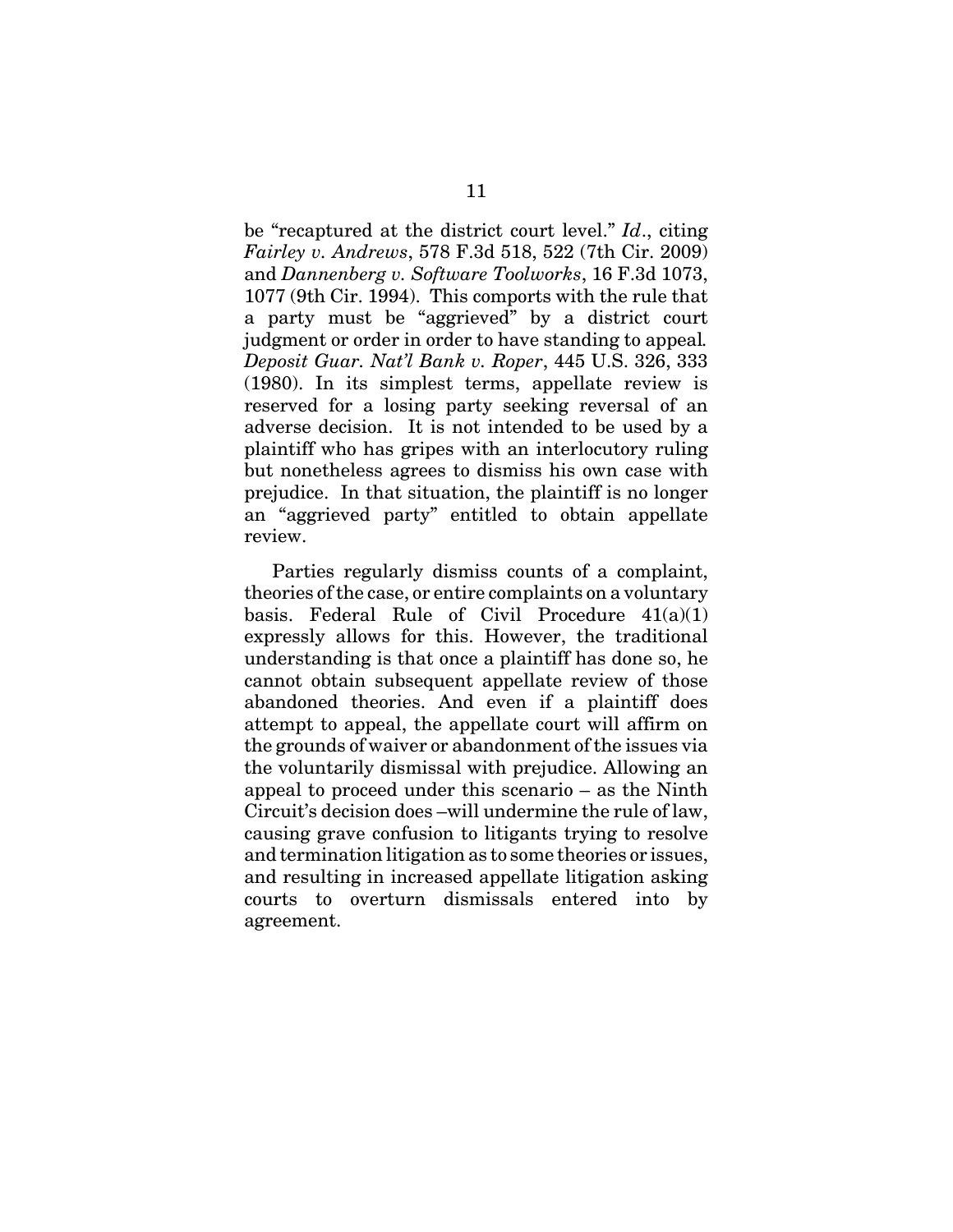be "recaptured at the district court level." *Id*., citing *Fairley v. Andrews*, 578 F.3d 518, 522 (7th Cir. 2009) and *Dannenberg v. Software Toolworks*, 16 F.3d 1073, 1077 (9th Cir. 1994). This comports with the rule that a party must be "aggrieved" by a district court judgment or order in order to have standing to appeal. *Deposit Guar. Nat'l Bank v. Roper*, 445 U.S. 326, 333 (1980). In its simplest terms, appellate review is reserved for a losing party seeking reversal of an adverse decision. It is not intended to be used by a plaintiff who has gripes with an interlocutory ruling but nonetheless agrees to dismiss his own case with prejudice. In that situation, the plaintiff is no longer an "aggrieved party" entitled to obtain appellate review.

Parties regularly dismiss counts of a complaint, theories of the case, or entire complaints on a voluntary basis. Federal Rule of Civil Procedure 41(a)(1) expressly allows for this. However, the traditional understanding is that once a plaintiff has done so, he cannot obtain subsequent appellate review of those abandoned theories. And even if a plaintiff does attempt to appeal, the appellate court will affirm on the grounds of waiver or abandonment of the issues via the voluntarily dismissal with prejudice. Allowing an appeal to proceed under this scenario – as the Ninth Circuit's decision does –will undermine the rule of law, causing grave confusion to litigants trying to resolve and termination litigation as to some theories or issues, and resulting in increased appellate litigation asking courts to overturn dismissals entered into by agreement.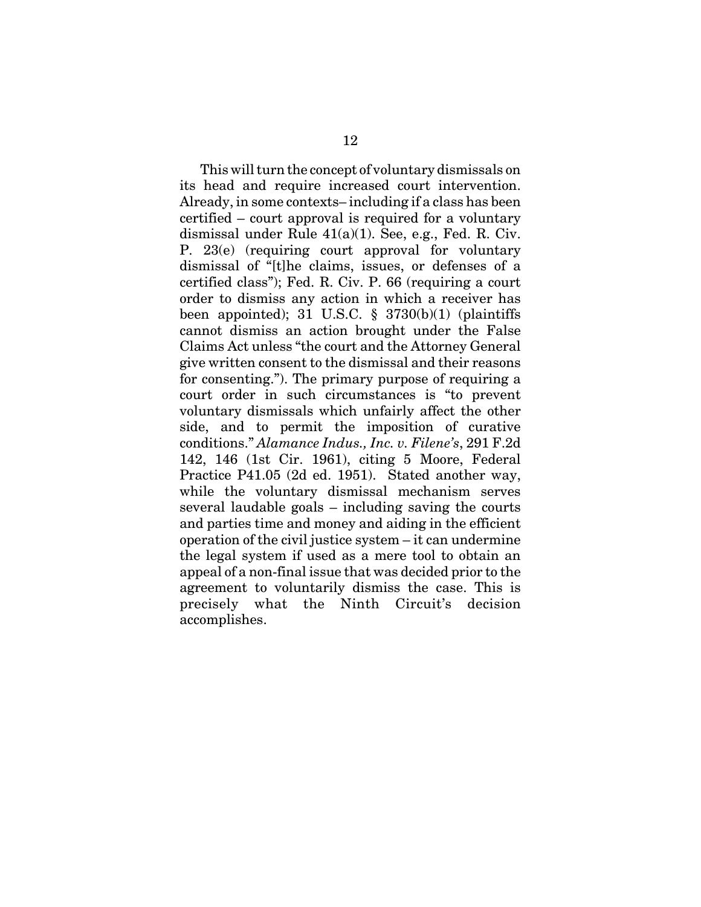This will turn the concept of voluntary dismissals on its head and require increased court intervention. Already, in some contexts– including if a class has been certified – court approval is required for a voluntary dismissal under Rule 41(a)(1). See, e.g., Fed. R. Civ. P. 23(e) (requiring court approval for voluntary dismissal of "[t]he claims, issues, or defenses of a certified class"); Fed. R. Civ. P. 66 (requiring a court order to dismiss any action in which a receiver has been appointed); 31 U.S.C. § 3730(b)(1) (plaintiffs cannot dismiss an action brought under the False Claims Act unless "the court and the Attorney General give written consent to the dismissal and their reasons for consenting."). The primary purpose of requiring a court order in such circumstances is "to prevent voluntary dismissals which unfairly affect the other side, and to permit the imposition of curative conditions." *Alamance Indus., Inc. v. Filene's*, 291 F.2d 142, 146 (1st Cir. 1961), citing 5 Moore, Federal Practice P41.05 (2d ed. 1951). Stated another way, while the voluntary dismissal mechanism serves several laudable goals – including saving the courts and parties time and money and aiding in the efficient operation of the civil justice system – it can undermine the legal system if used as a mere tool to obtain an appeal of a non-final issue that was decided prior to the agreement to voluntarily dismiss the case. This is precisely what the Ninth Circuit's decision accomplishes.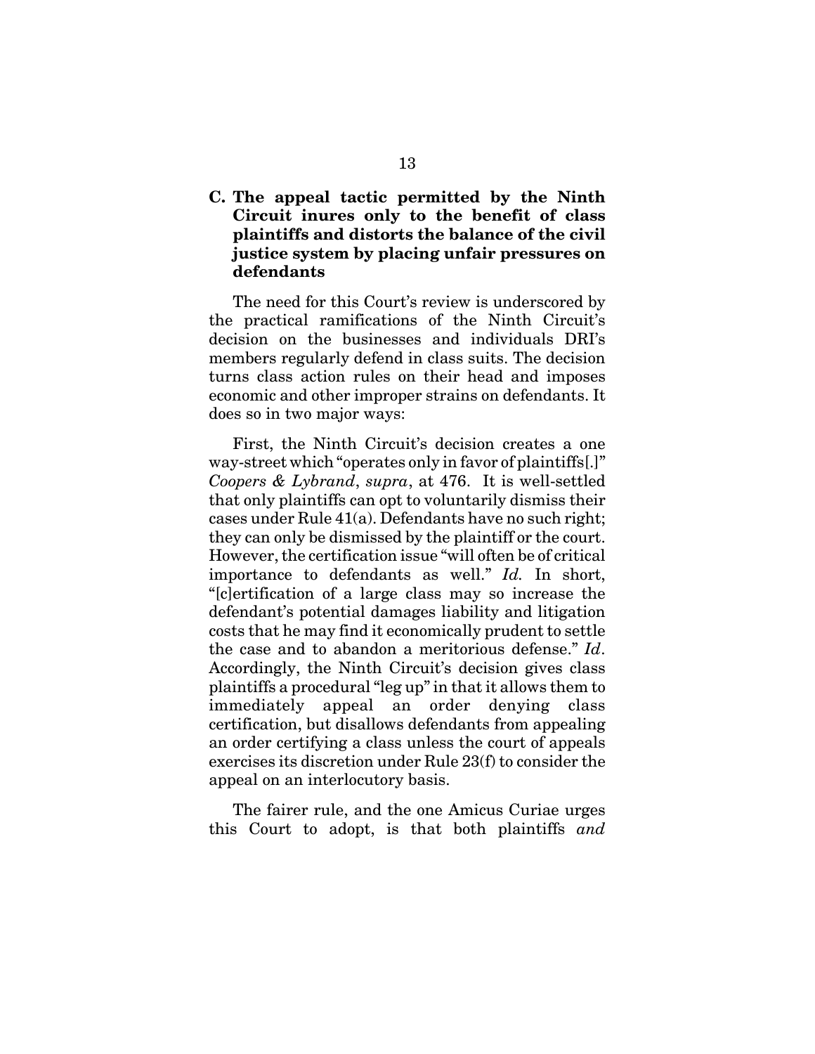### C. The appeal tactic permitted by the Ninth Circuit inures only to the benefit of class plaintiffs and distorts the balance of the civil justice system by placing unfair pressures on defendants

The need for this Court's review is underscored by the practical ramifications of the Ninth Circuit's decision on the businesses and individuals DRI's members regularly defend in class suits. The decision turns class action rules on their head and imposes economic and other improper strains on defendants. It does so in two major ways:

First, the Ninth Circuit's decision creates a one way-street which "operates only in favor of plaintiffs[.]" *Coopers & Lybrand*, *supra*, at 476. It is well-settled that only plaintiffs can opt to voluntarily dismiss their cases under Rule 41(a). Defendants have no such right; they can only be dismissed by the plaintiff or the court. However, the certification issue "will often be of critical importance to defendants as well." *Id.* In short, "[c]ertification of a large class may so increase the defendant's potential damages liability and litigation costs that he may find it economically prudent to settle the case and to abandon a meritorious defense." *Id*. Accordingly, the Ninth Circuit's decision gives class plaintiffs a procedural "leg up" in that it allows them to immediately appeal an order denying class certification, but disallows defendants from appealing an order certifying a class unless the court of appeals exercises its discretion under Rule 23(f) to consider the appeal on an interlocutory basis.

The fairer rule, and the one Amicus Curiae urges this Court to adopt, is that both plaintiffs *and*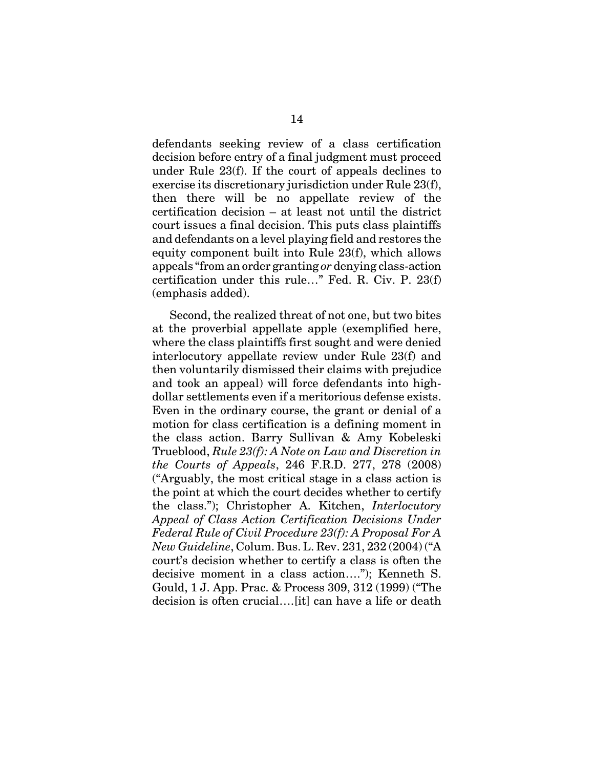defendants seeking review of a class certification decision before entry of a final judgment must proceed under Rule 23(f). If the court of appeals declines to exercise its discretionary jurisdiction under Rule 23(f), then there will be no appellate review of the certification decision – at least not until the district court issues a final decision. This puts class plaintiffs and defendants on a level playing field and restores the equity component built into Rule 23(f), which allows appeals "from an order granting *or* denying class-action certification under this rule…" Fed. R. Civ. P. 23(f) (emphasis added).

Second, the realized threat of not one, but two bites at the proverbial appellate apple (exemplified here, where the class plaintiffs first sought and were denied interlocutory appellate review under Rule 23(f) and then voluntarily dismissed their claims with prejudice and took an appeal) will force defendants into high-dollar settlements even if a meritorious defense exists. Even in the ordinary course, the grant or denial of a motion for class certification is a defining moment in the class action. Barry Sullivan & Amy Kobeleski Trueblood, *Rule 23(f): A Note on Law and Discretion in the Courts of Appeals*, 246 F.R.D. 277, 278 (2008) ("Arguably, the most critical stage in a class action is the point at which the court decides whether to certify the class."); Christopher A. Kitchen, *Interlocutory Appeal of Class Action Certification Decisions Under Federal Rule of Civil Procedure 23(f): A Proposal For A New Guideline*, Colum. Bus. L. Rev. 231, 232 (2004) ("A court's decision whether to certify a class is often the decisive moment in a class action…."); Kenneth S. Gould, 1 J. App. Prac. & Process 309, 312 (1999) ("The decision is often crucial….[it] can have a life or death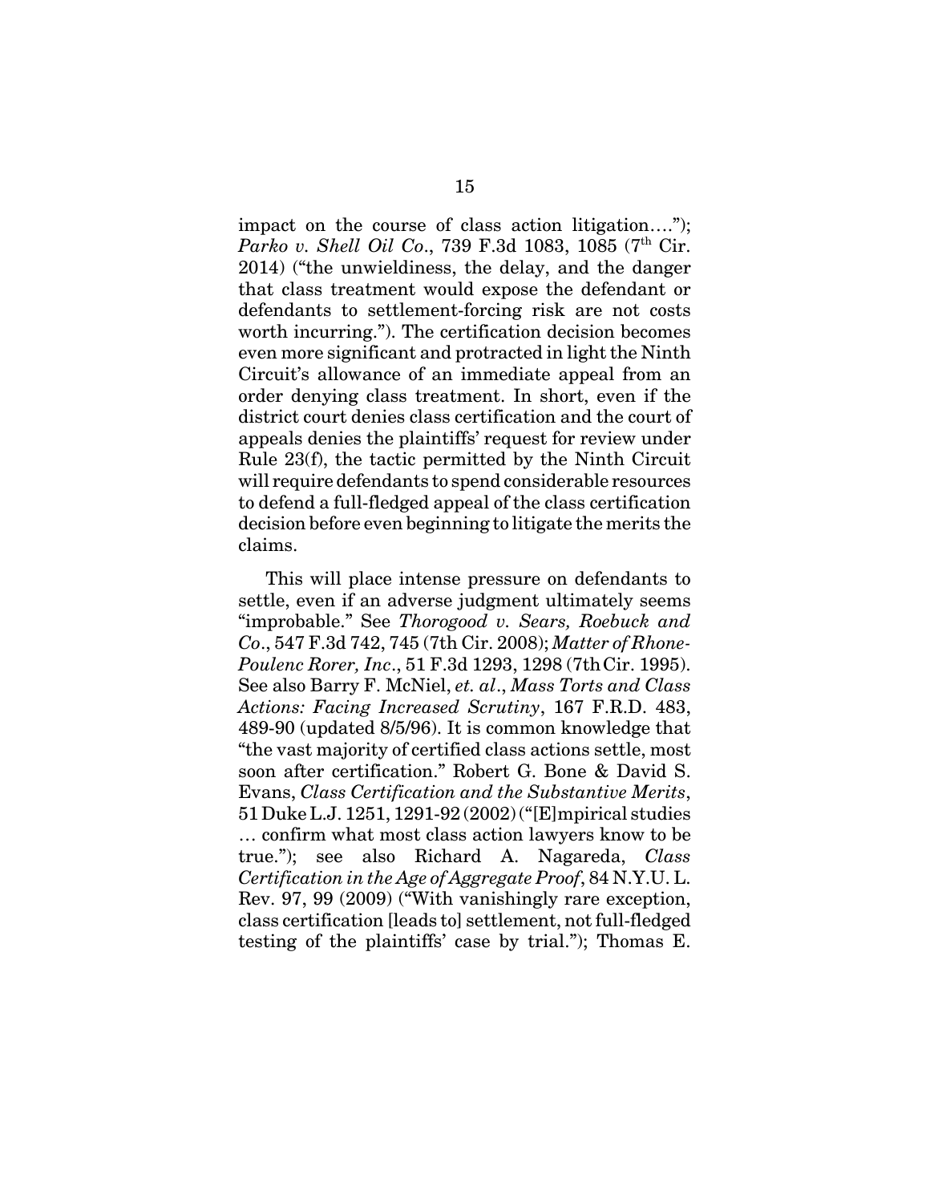impact on the course of class action litigation…."); *Parko v. Shell Oil Co*., 739 F.3d 1083, 1085 (7th Cir. 2014) ("the unwieldiness, the delay, and the danger that class treatment would expose the defendant or defendants to settlement-forcing risk are not costs worth incurring."). The certification decision becomes even more significant and protracted in light the Ninth Circuit's allowance of an immediate appeal from an order denying class treatment. In short, even if the district court denies class certification and the court of appeals denies the plaintiffs' request for review under Rule 23(f), the tactic permitted by the Ninth Circuit will require defendants to spend considerable resources to defend a full-fledged appeal of the class certification decision before even beginning to litigate the merits the claims.

This will place intense pressure on defendants to settle, even if an adverse judgment ultimately seems "improbable." See *Thorogood v. Sears, Roebuck and Co*., 547 F.3d 742, 745 (7th Cir. 2008); *Matter of Rhone-Poulenc Rorer, Inc*., 51 F.3d 1293, 1298 (7th Cir. 1995). See also Barry F. McNiel, *et. al*., *Mass Torts and Class Actions: Facing Increased Scrutiny*, 167 F.R.D. 483, 489-90 (updated 8/5/96). It is common knowledge that "the vast majority of certified class actions settle, most soon after certification." Robert G. Bone & David S. Evans, *Class Certification and the Substantive Merits*, 51 Duke L.J. 1251, 1291-92 (2002) ("[E]mpirical studies … confirm what most class action lawyers know to be true."); see also Richard A. Nagareda, *Class Certification in the Age of Aggregate Proof*, 84 N.Y.U. L. Rev. 97, 99 (2009) ("With vanishingly rare exception, class certification [leads to] settlement, not full-fledged testing of the plaintiffs' case by trial."); Thomas E.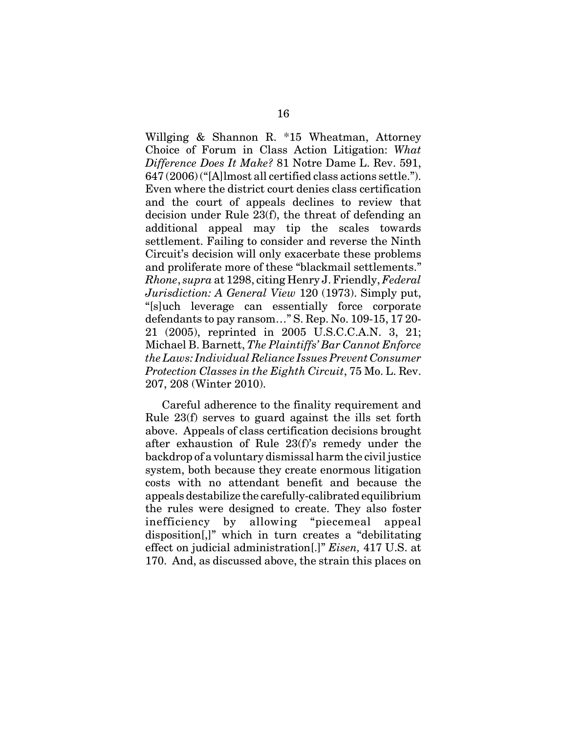Willging & Shannon R. *15 Wheatman, Attorney Choice of Forum in Class Action Litigation: *What Difference Does It Make?* 81 Notre Dame L. Rev. 591, 647 (2006) ("[A]lmost all certified class actions settle."). Even where the district court denies class certification and the court of appeals declines to review that decision under Rule 23(f), the threat of defending an additional appeal may tip the scales towards settlement. Failing to consider and reverse the Ninth Circuit's decision will only exacerbate these problems and proliferate more of these "blackmail settlements." *Rhone*, *supra* at 1298, citing Henry J. Friendly, *Federal Jurisdiction: A General View* 120 (1973). Simply put, "[s]uch leverage can essentially force corporate defendants to pay ransom…" S. Rep. No. 109-15, 17 20-21 (2005), reprinted in 2005 U.S.C.C.A.N. 3, 21; Michael B. Barnett, *The Plaintiffs' Bar Cannot Enforce the Laws: Individual Reliance Issues Prevent Consumer Protection Classes in the Eighth Circuit*, 75 Mo. L. Rev. 207, 208 (Winter 2010).

Careful adherence to the finality requirement and Rule 23(f) serves to guard against the ills set forth above. Appeals of class certification decisions brought after exhaustion of Rule 23(f)'s remedy under the backdrop of a voluntary dismissal harm the civil justice system, both because they create enormous litigation costs with no attendant benefit and because the appeals destabilize the carefully-calibrated equilibrium the rules were designed to create. They also foster inefficiency by allowing "piecemeal appeal disposition[,]" which in turn creates a "debilitating effect on judicial administration[.]" *Eisen,* 417 U.S. at 170. And, as discussed above, the strain this places on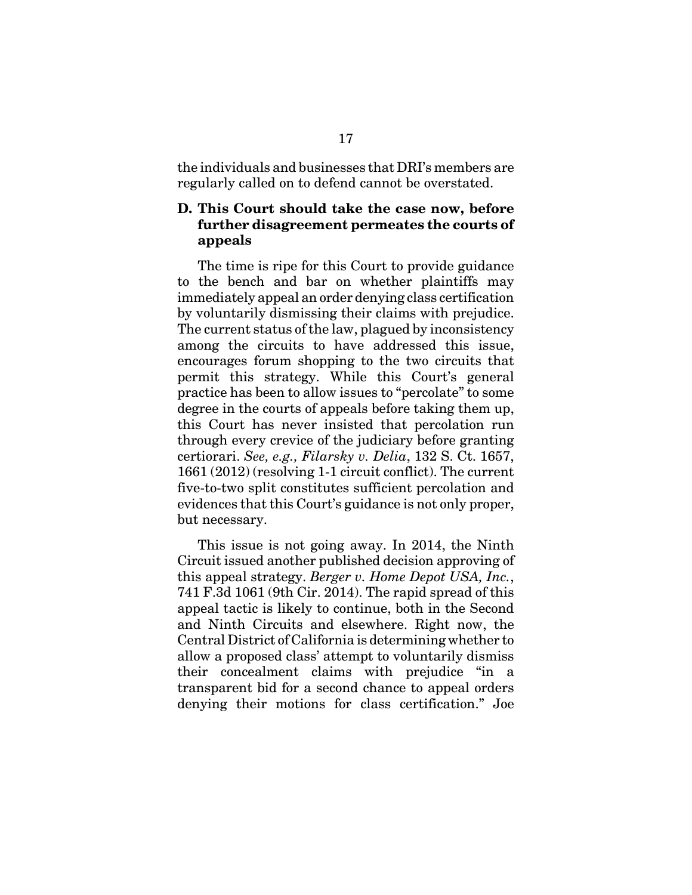the individuals and businesses that DRI's members are regularly called on to defend cannot be overstated.

### D. This Court should take the case now, before further disagreement permeates the courts of appeals

The time is ripe for this Court to provide guidance to the bench and bar on whether plaintiffs may immediately appeal an order denying class certification by voluntarily dismissing their claims with prejudice. The current status of the law, plagued by inconsistency among the circuits to have addressed this issue, encourages forum shopping to the two circuits that permit this strategy. While this Court's general practice has been to allow issues to "percolate" to some degree in the courts of appeals before taking them up, this Court has never insisted that percolation run through every crevice of the judiciary before granting certiorari. *See, e.g., Filarsky v. Delia*, 132 S. Ct. 1657, 1661 (2012) (resolving 1-1 circuit conflict). The current five-to-two split constitutes sufficient percolation and evidences that this Court's guidance is not only proper, but necessary.

This issue is not going away. In 2014, the Ninth Circuit issued another published decision approving of this appeal strategy. *Berger v. Home Depot USA, Inc.*, 741 F.3d 1061 (9th Cir. 2014). The rapid spread of this appeal tactic is likely to continue, both in the Second and Ninth Circuits and elsewhere. Right now, the Central District of California is determining whether to allow a proposed class' attempt to voluntarily dismiss their concealment claims with prejudice "in a transparent bid for a second chance to appeal orders denying their motions for class certification." Joe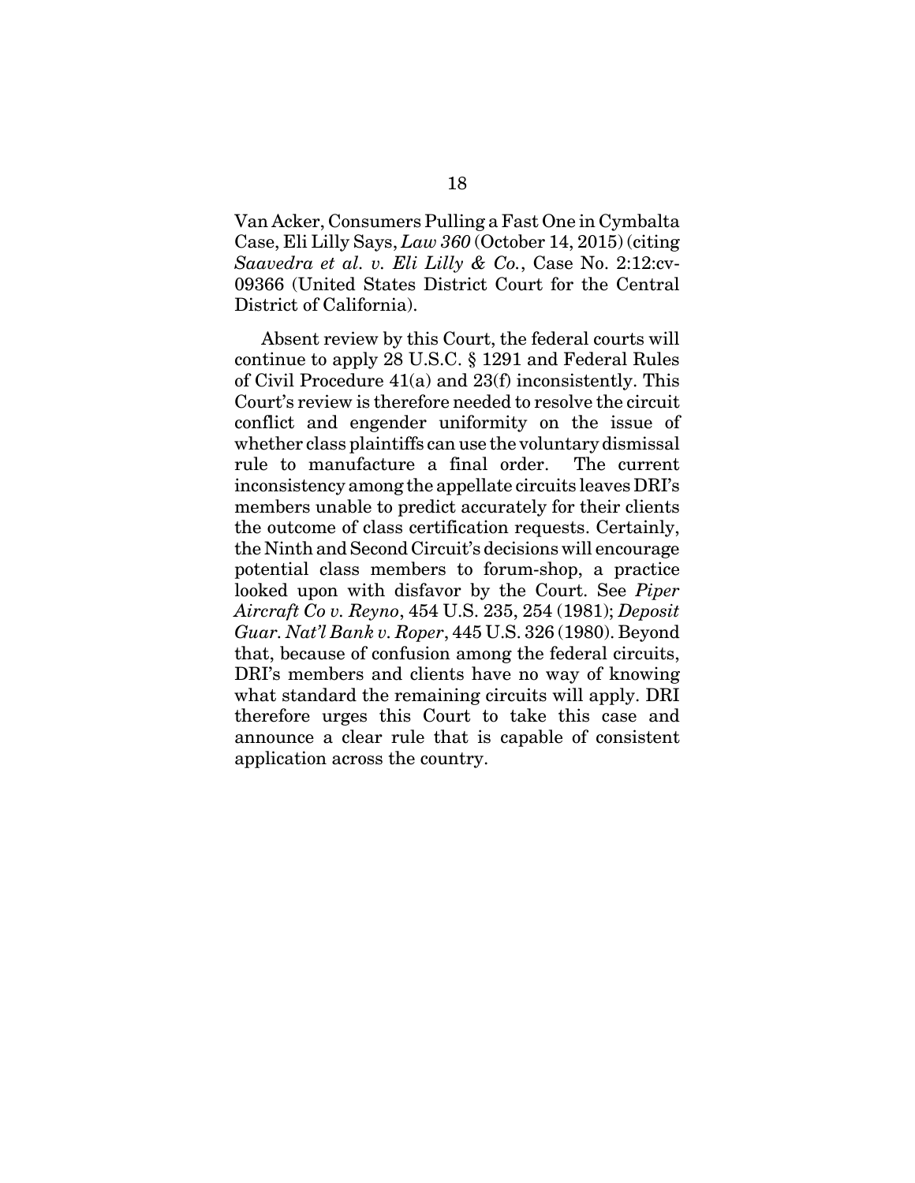Van Acker, Consumers Pulling a Fast One in Cymbalta Case, Eli Lilly Says, *Law 360* (October 14, 2015) (citing *Saavedra et al. v. Eli Lilly & Co.*, Case No. 2:12:cv-09366 (United States District Court for the Central District of California).

Absent review by this Court, the federal courts will continue to apply 28 U.S.C. § 1291 and Federal Rules of Civil Procedure 41(a) and 23(f) inconsistently. This Court's review is therefore needed to resolve the circuit conflict and engender uniformity on the issue of whether class plaintiffs can use the voluntary dismissal rule to manufacture a final order. The current inconsistency among the appellate circuits leaves DRI's members unable to predict accurately for their clients the outcome of class certification requests. Certainly, the Ninth and Second Circuit's decisions will encourage potential class members to forum-shop, a practice looked upon with disfavor by the Court. See *Piper Aircraft Co v. Reyno*, 454 U.S. 235, 254 (1981); *Deposit Guar. Nat'l Bank v. Roper*, 445 U.S. 326 (1980). Beyond that, because of confusion among the federal circuits, DRI's members and clients have no way of knowing what standard the remaining circuits will apply. DRI therefore urges this Court to take this case and announce a clear rule that is capable of consistent application across the country.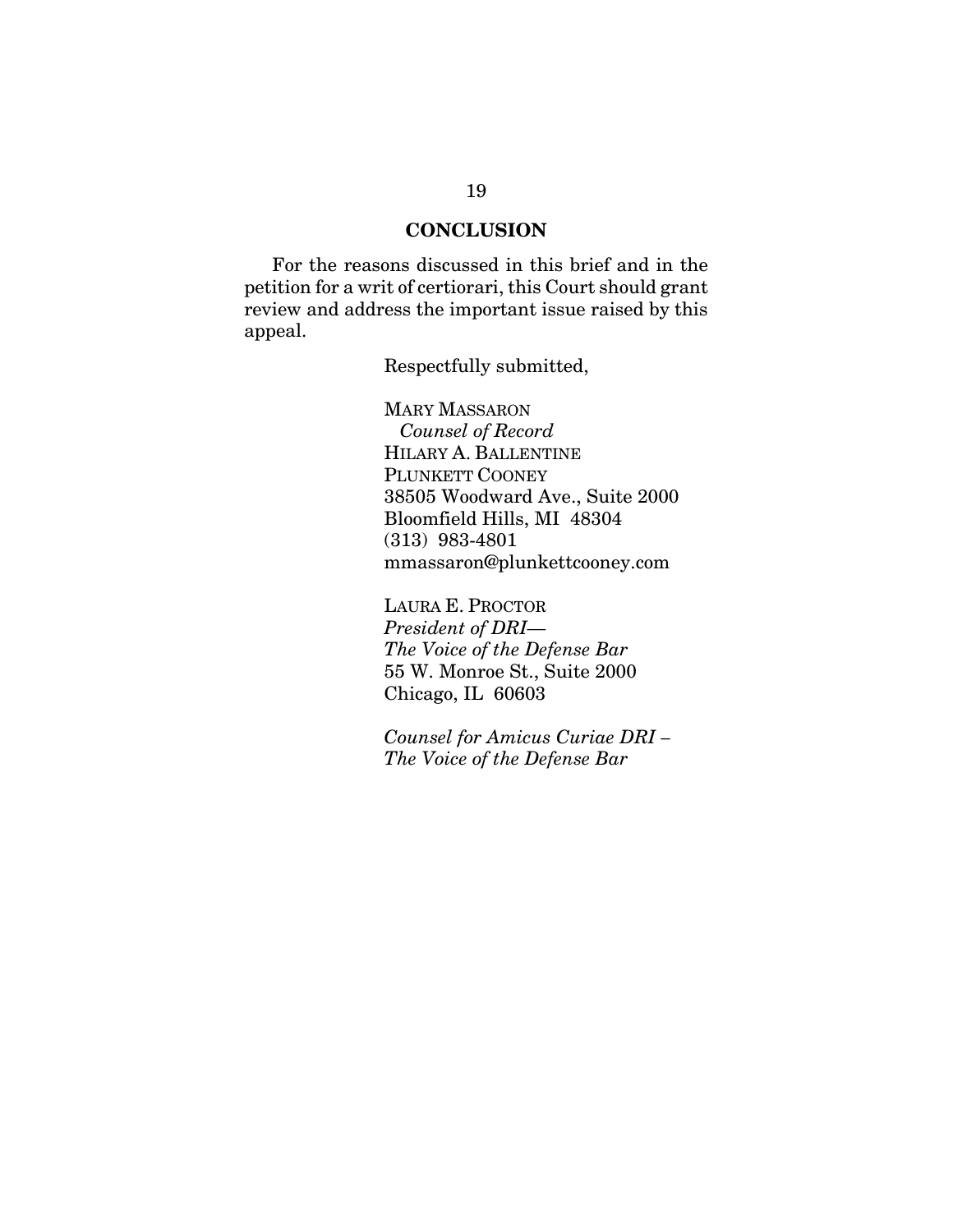## CONCLUSION

For the reasons discussed in this brief and in the petition for a writ of certiorari, this Court should grant review and address the important issue raised by this appeal.

Respectfully submitted,

MARY MASSARON
*Counsel of Record*
HILARY A. BALLENTINE
PLUNKETT COONEY
38505 Woodward Ave., Suite 2000
Bloomfield Hills, MI 48304
(313) 983-4801
mmassaron@plunkettcooney.com

LAURA E. PROCTOR
*President of DRI—*
*The Voice of the Defense Bar*
55 W. Monroe St., Suite 2000
Chicago, IL 60603

*Counsel for Amicus Curiae DRI – The Voice of the Defense Bar*